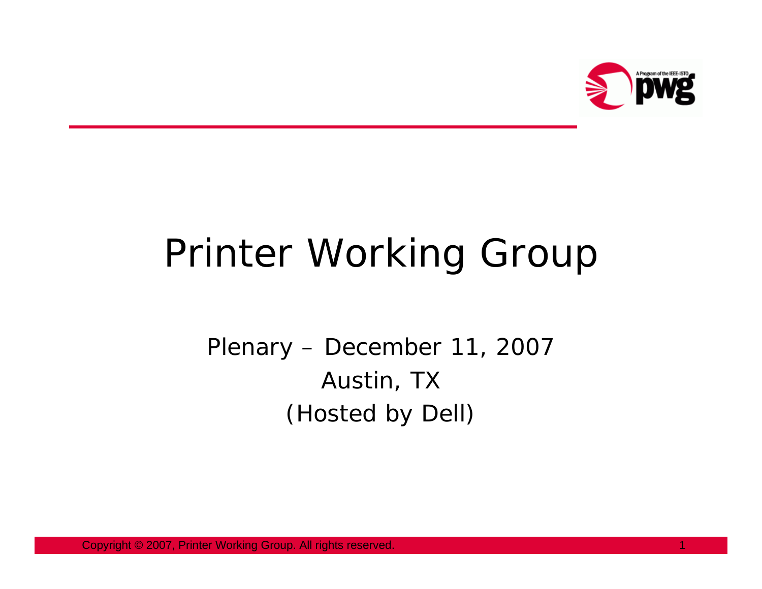# Printer Working Group

Plenary – December 11, 2007

Austin, TX

(Hosted by Dell)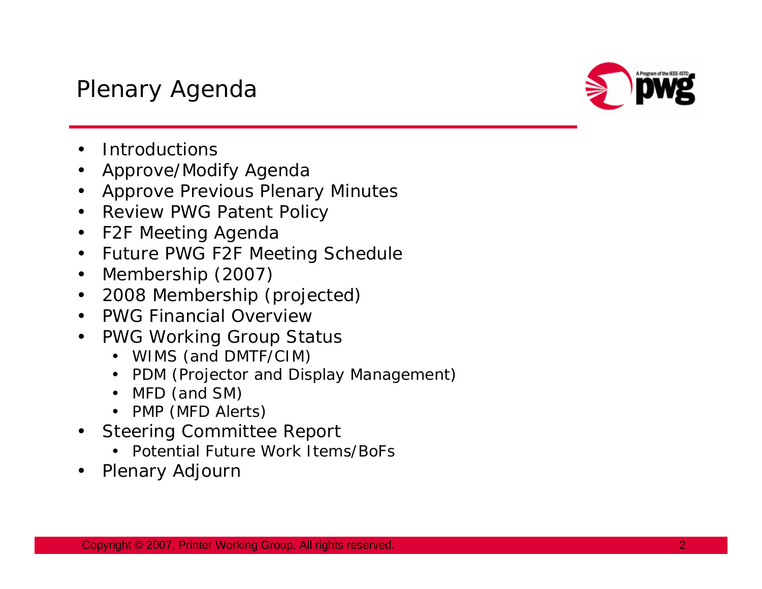# Plenary Agenda

- Introductions
- Approve/Modify Agenda
- Approve Previous Plenary Minutes
- Review PWG Patent Policy
- F2F Meeting Agenda
- Future PWG F2F Meeting Schedule
- Membership (2007)
- 2008 Membership (projected)
- PWG Financial Overview
- PWG Working Group Status
  - WIMS (and DMTF/CIM)
  - PDM (Projector and Display Management)
  - MFD (and SM)
  - PMP (MFD Alerts)
- Steering Committee Report
  - Potential Future Work Items/BoFs
- Plenary Adjourn

Copyright © 2007, Printer Working Group. All rights reserved.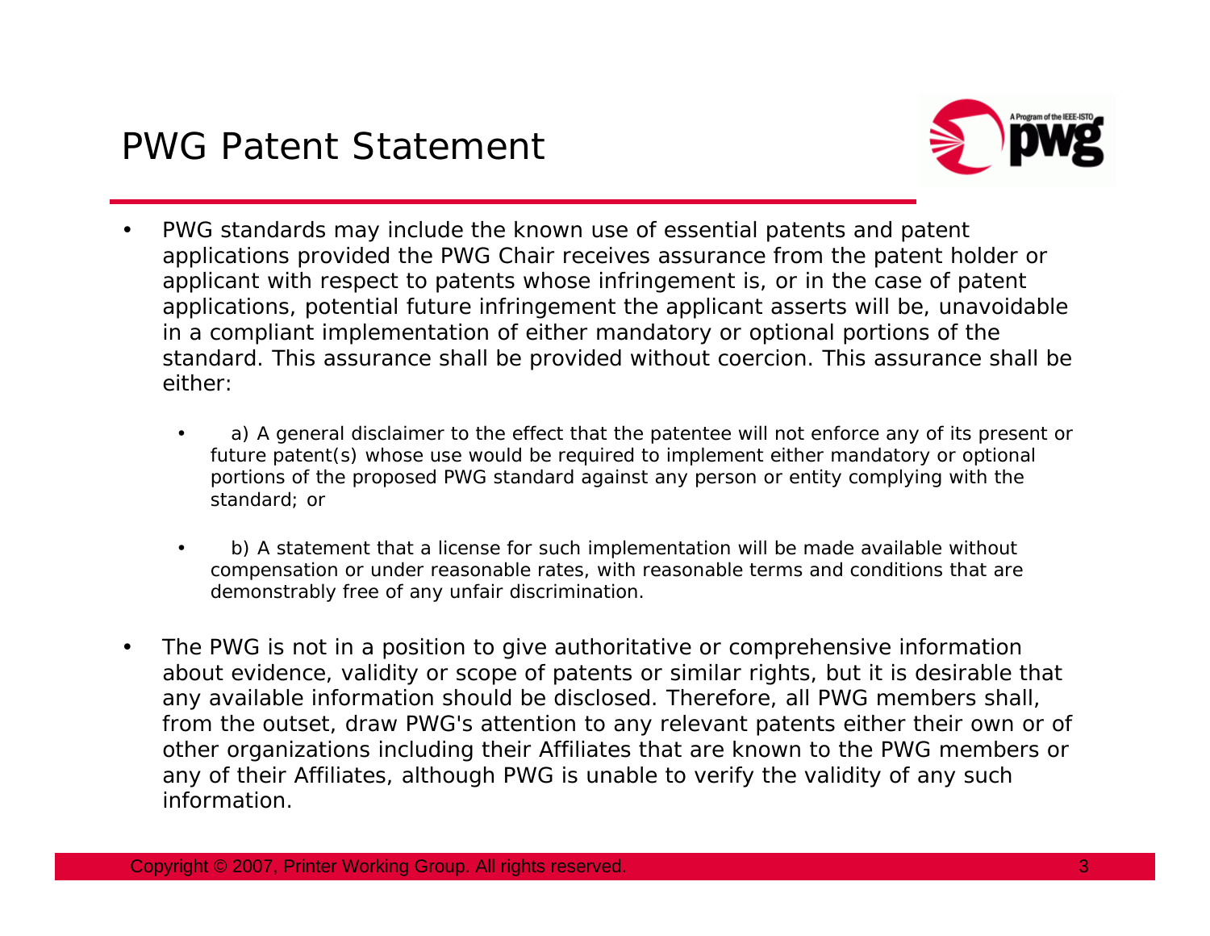# PWG Patent Statement

- PWG standards may include the known use of essential patents and patent applications provided the PWG Chair receives assurance from the patent holder or applicant with respect to patents whose infringement is, or in the case of patent applications, potential future infringement the applicant asserts will be, unavoidable in a compliant implementation of either mandatory or optional portions of the standard. This assurance shall be provided without coercion. This assurance shall be either:
  - a) A general disclaimer to the effect that the patentee will not enforce any of its present or future patent(s) whose use would be required to implement either mandatory or optional portions of the proposed PWG standard against any person or entity complying with the standard; or
  - b) A statement that a license for such implementation will be made available without compensation or under reasonable rates, with reasonable terms and conditions that are demonstrably free of any unfair discrimination.
- The PWG is not in a position to give authoritative or comprehensive information about evidence, validity or scope of patents or similar rights, but it is desirable that any available information should be disclosed. Therefore, all PWG members shall, from the outset, draw PWG's attention to any relevant patents either their own or of other organizations including their Affiliates that are known to the PWG members or any of their Affiliates, although PWG is unable to verify the validity of any such information.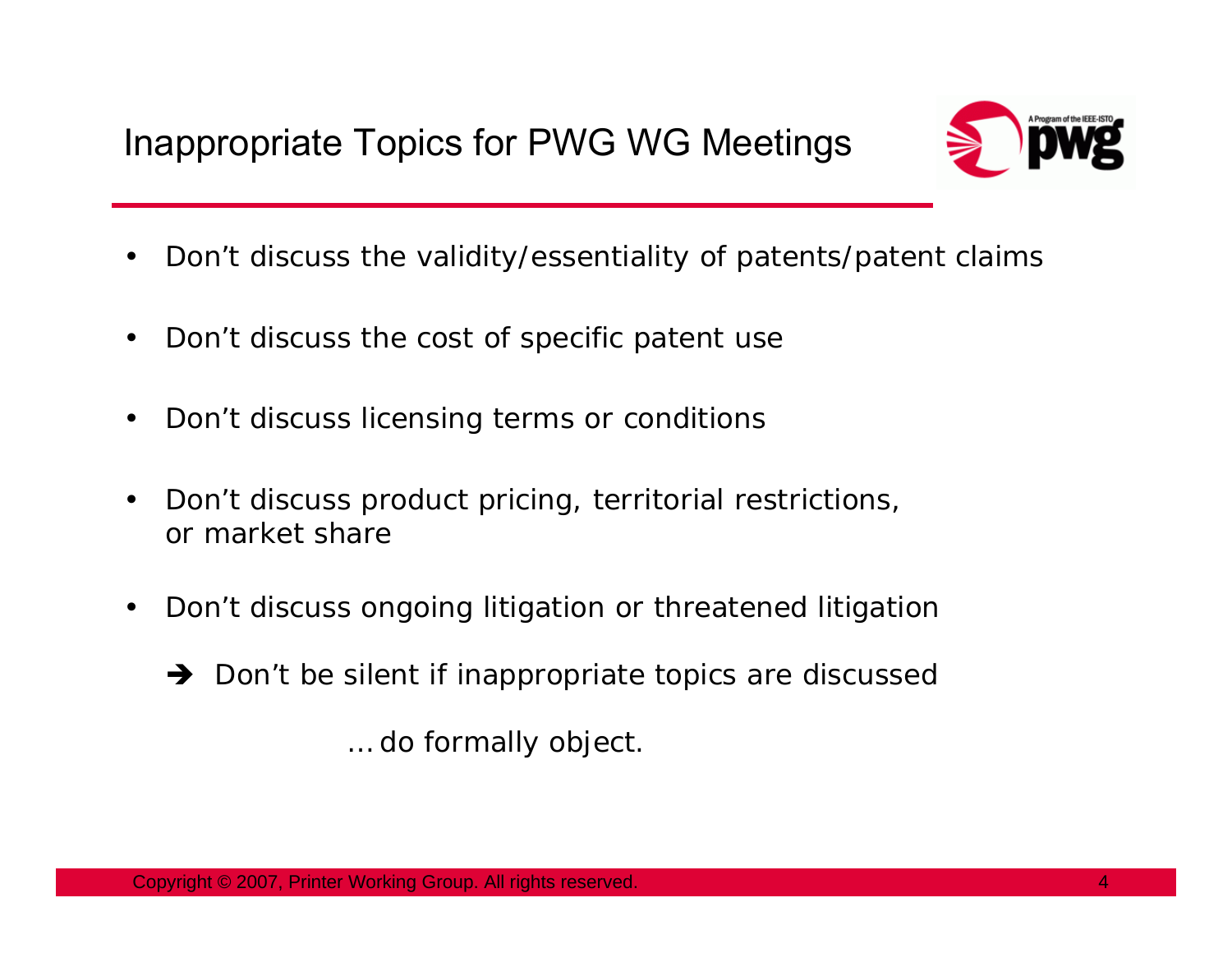# Inappropriate Topics for PWG WG Meetings

- Don't discuss the validity/essentiality of patents/patent claims
- Don't discuss the cost of specific patent use
- Don't discuss licensing terms or conditions
- Don't discuss product pricing, territorial restrictions, or market share
- Don't discuss ongoing litigation or threatened litigation

➔ Don't be silent if inappropriate topics are discussed

*… do formally object.*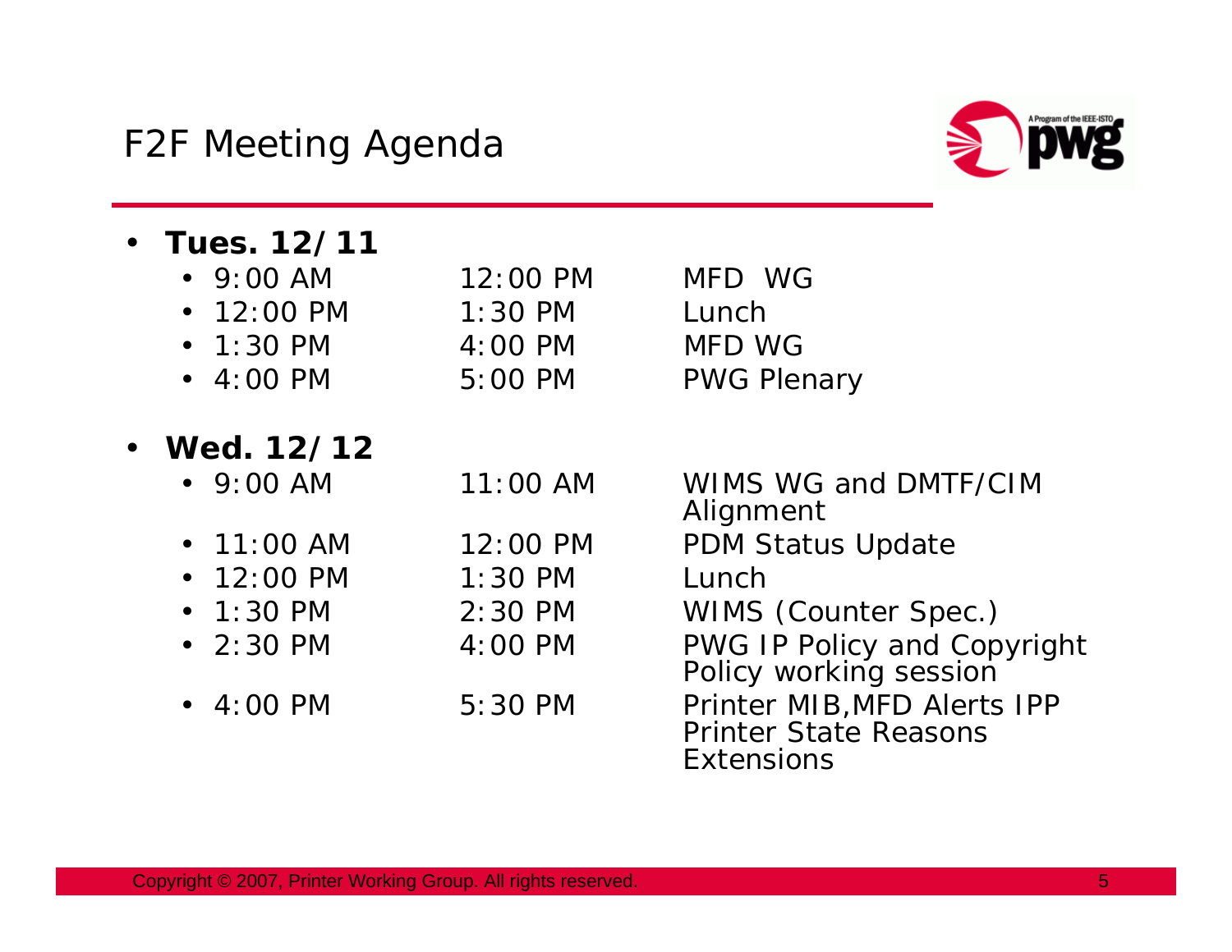# F2F Meeting Agenda

- **Tues. 12/11**
  - 9:00 AM 12:00 PM MFD WG
  - 12:00 PM 1:30 PM Lunch
  - 1:30 PM 4:00 PM MFD WG
  - 4:00 PM 5:00 PM PWG Plenary

- **Wed. 12/12**
  - 9:00 AM 11:00 AM WIMS WG and DMTF/CIM Alignment
  - 11:00 AM 12:00 PM PDM Status Update
  - 12:00 PM 1:30 PM Lunch
  - 1:30 PM 2:30 PM WIMS (Counter Spec.)
  - 2:30 PM 4:00 PM PWG IP Policy and Copyright Policy working session
  - 4:00 PM 5:30 PM Printer MIB,MFD Alerts IPP Printer State Reasons Extensions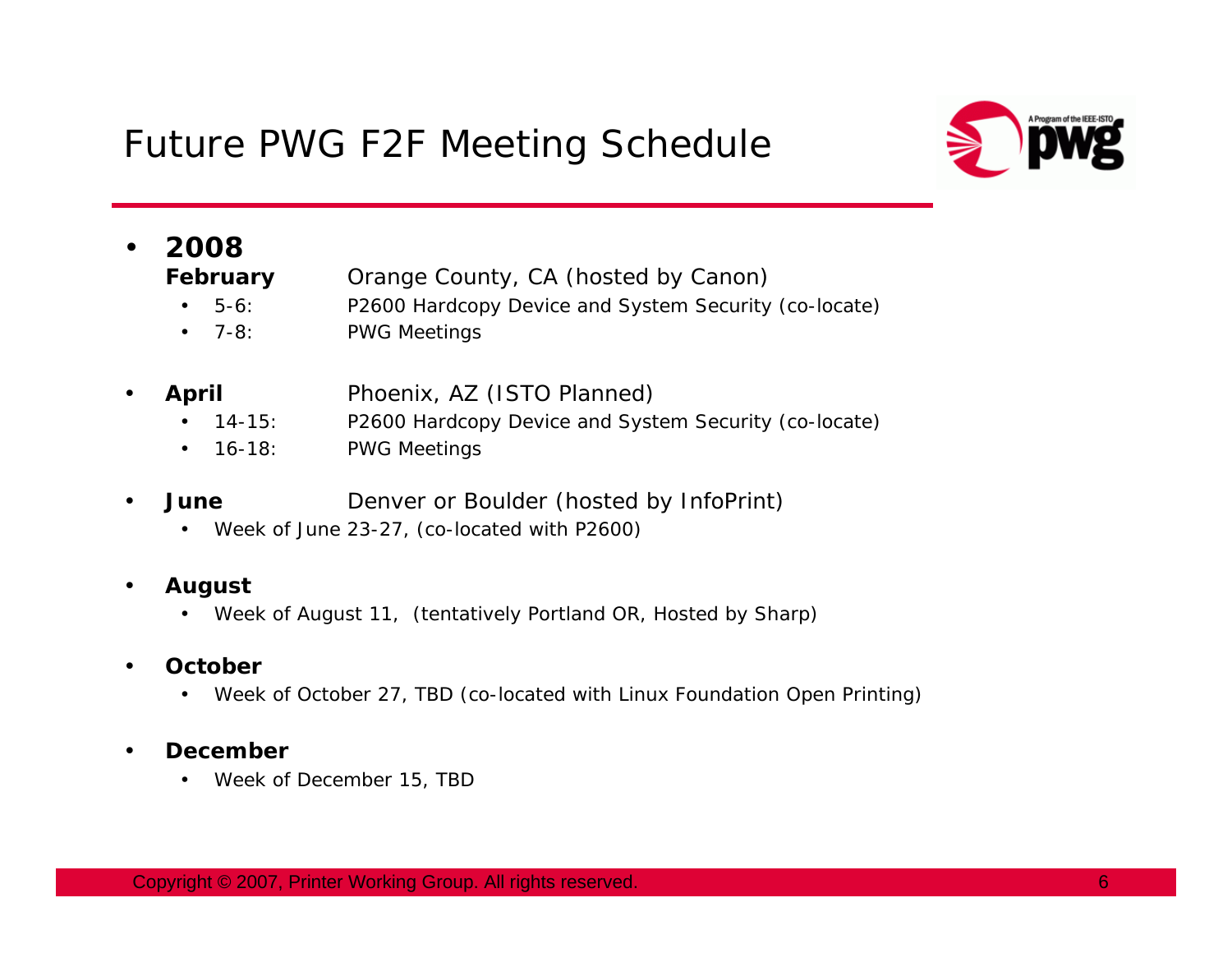# Future PWG F2F Meeting Schedule

- **2008**
  **February** Orange County, CA (hosted by Canon)
  - 5-6: P2600 Hardcopy Device and System Security (co-locate)
  - 7-8: PWG Meetings

- **April** Phoenix, AZ (ISTO Planned)
  - 14-15: P2600 Hardcopy Device and System Security (co-locate)
  - 16-18: PWG Meetings

- **June** Denver or Boulder (hosted by InfoPrint)
  - Week of June 23-27, (co-located with P2600)

- **August**
  - Week of August 11, (tentatively Portland OR, Hosted by Sharp)

- **October**
  - Week of October 27, TBD (co-located with Linux Foundation Open Printing)

- **December**
  - Week of December 15, TBD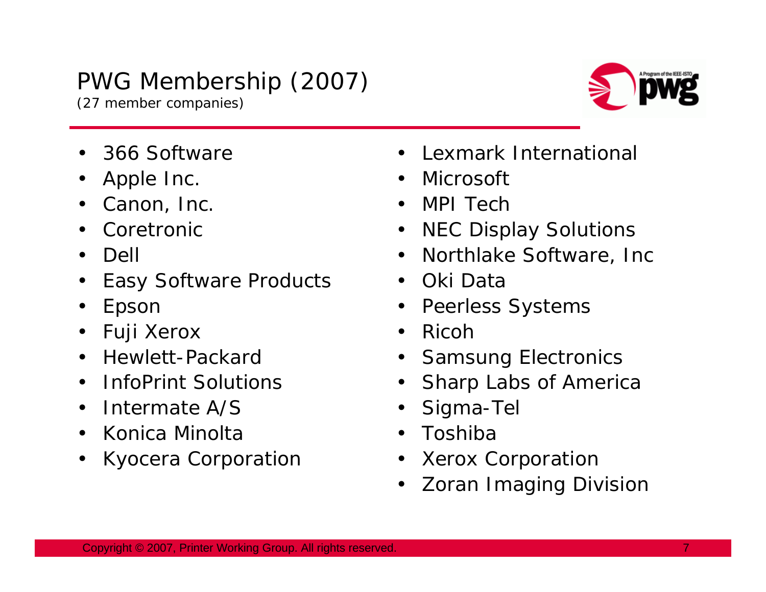# PWG Membership (2007)

(27 member companies)

- 366 Software
- Apple Inc.
- Canon, Inc.
- Coretronic
- Dell
- Easy Software Products
- Epson
- Fuji Xerox
- Hewlett-Packard
- InfoPrint Solutions
- Intermate A/S
- Konica Minolta
- Kyocera Corporation
- Lexmark International
- Microsoft
- MPI Tech
- NEC Display Solutions
- Northlake Software, Inc
- Oki Data
- Peerless Systems
- Ricoh
- Samsung Electronics
- Sharp Labs of America
- Sigma-Tel
- Toshiba
- Xerox Corporation
- Zoran Imaging Division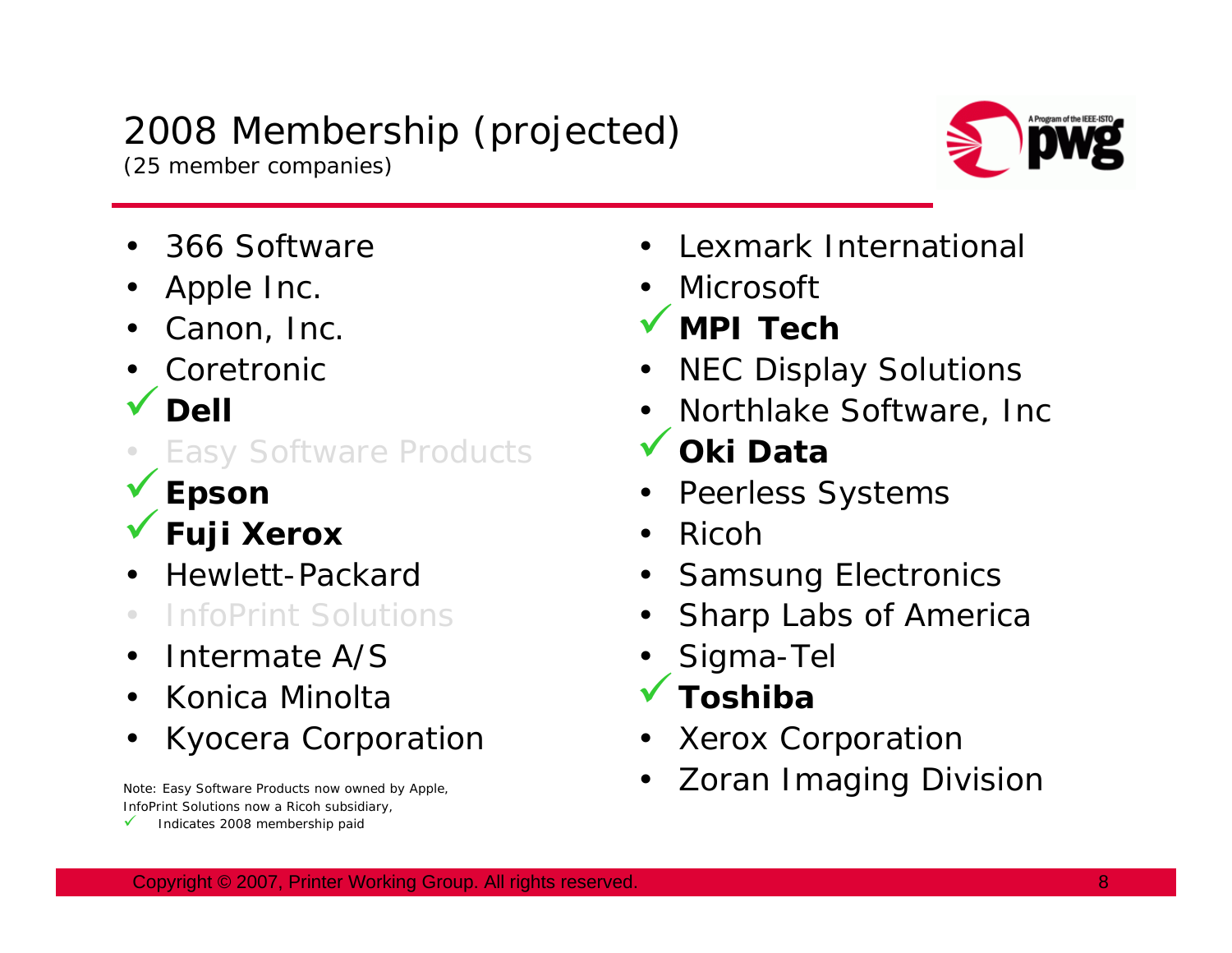# 2008 Membership (projected)

(25 member companies)

- 366 Software
- Apple Inc.
- Canon, Inc.
- Coretronic
- ✓ **Dell**
- Easy Software Products
- ✓ **Epson**
- ✓ **Fuji Xerox**
- Hewlett-Packard
- InfoPrint Solutions
- Intermate A/S
- Konica Minolta
- Kyocera Corporation
- Lexmark International
- Microsoft
- ✓ **MPI Tech**
- NEC Display Solutions
- Northlake Software, Inc
- ✓ **Oki Data**
- Peerless Systems
- Ricoh
- Samsung Electronics
- Sharp Labs of America
- Sigma-Tel
- ✓ **Toshiba**
- Xerox Corporation
- Zoran Imaging Division

*Note: Easy Software Products now owned by Apple,*
*InfoPrint Solutions now a Ricoh subsidiary,*
✓ *Indicates 2008 membership paid*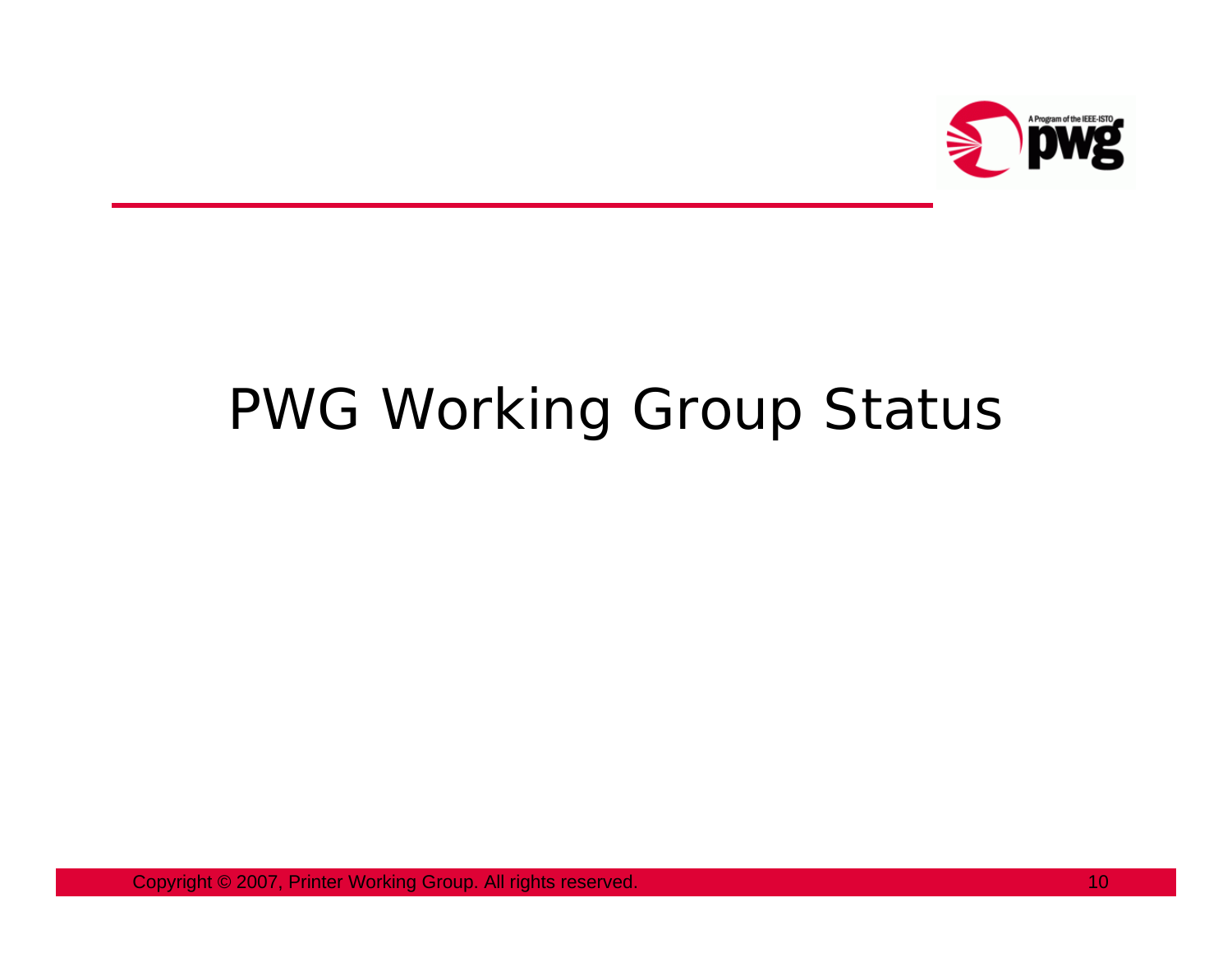# PWG Working Group Status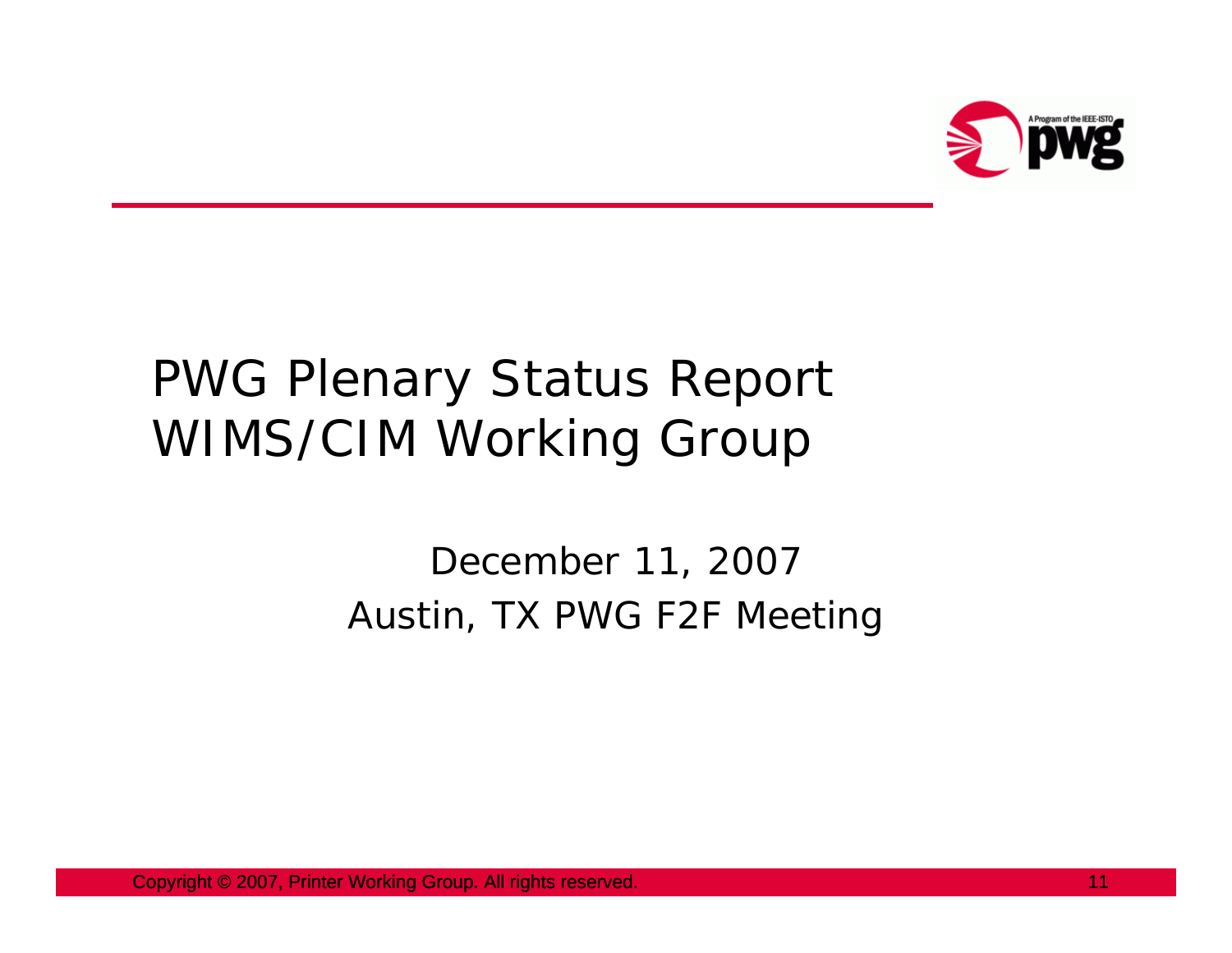# PWG Plenary Status Report
# WIMS/CIM Working Group

December 11, 2007

Austin, TX PWG F2F Meeting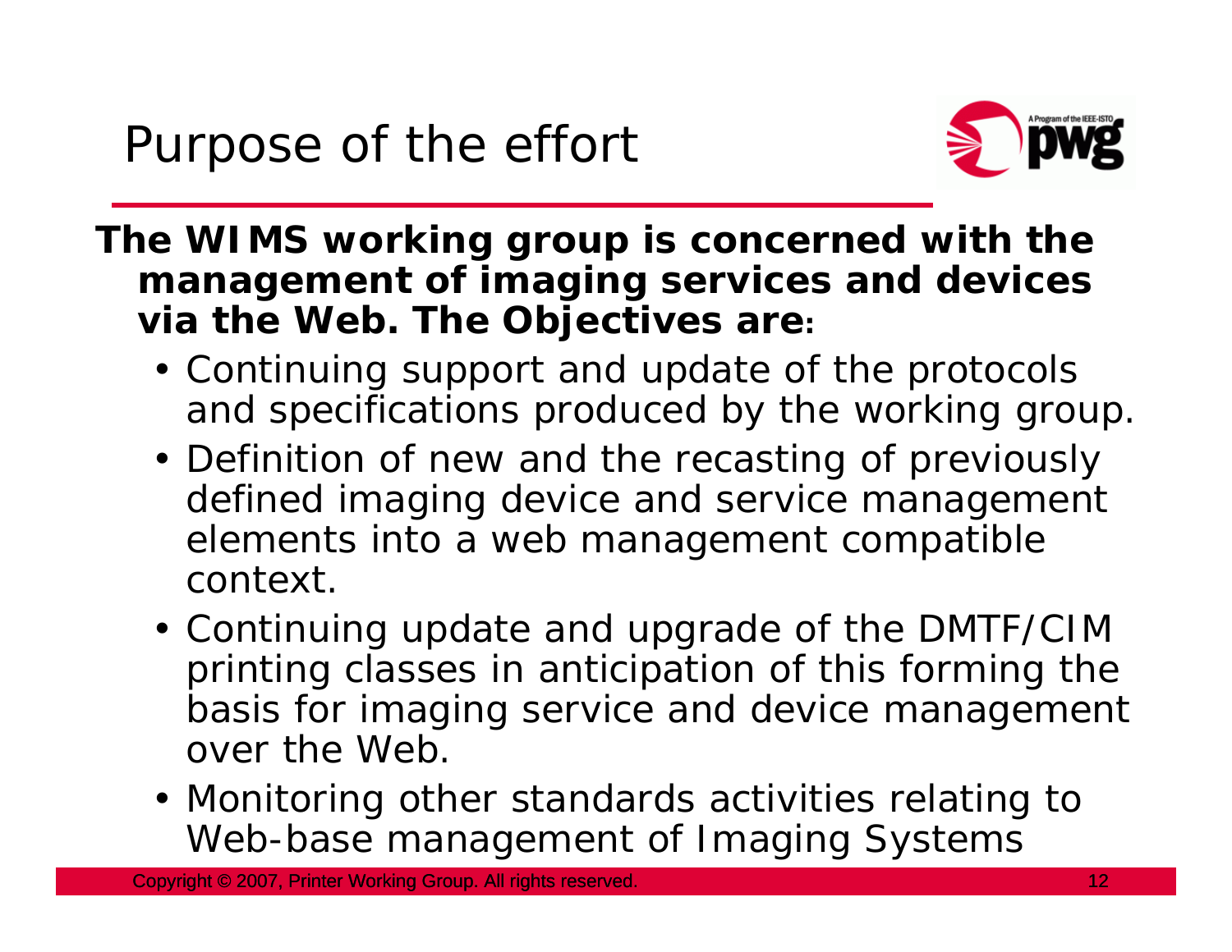# Purpose of the effort

**The WIMS working group is concerned with the management of imaging services and devices via the Web. The Objectives are:**

- Continuing support and update of the protocols and specifications produced by the working group.
- Definition of new and the recasting of previously defined imaging device and service management elements into a web management compatible context.
- Continuing update and upgrade of the DMTF/CIM printing classes in anticipation of this forming the basis for imaging service and device management over the Web.
- Monitoring other standards activities relating to Web-base management of Imaging Systems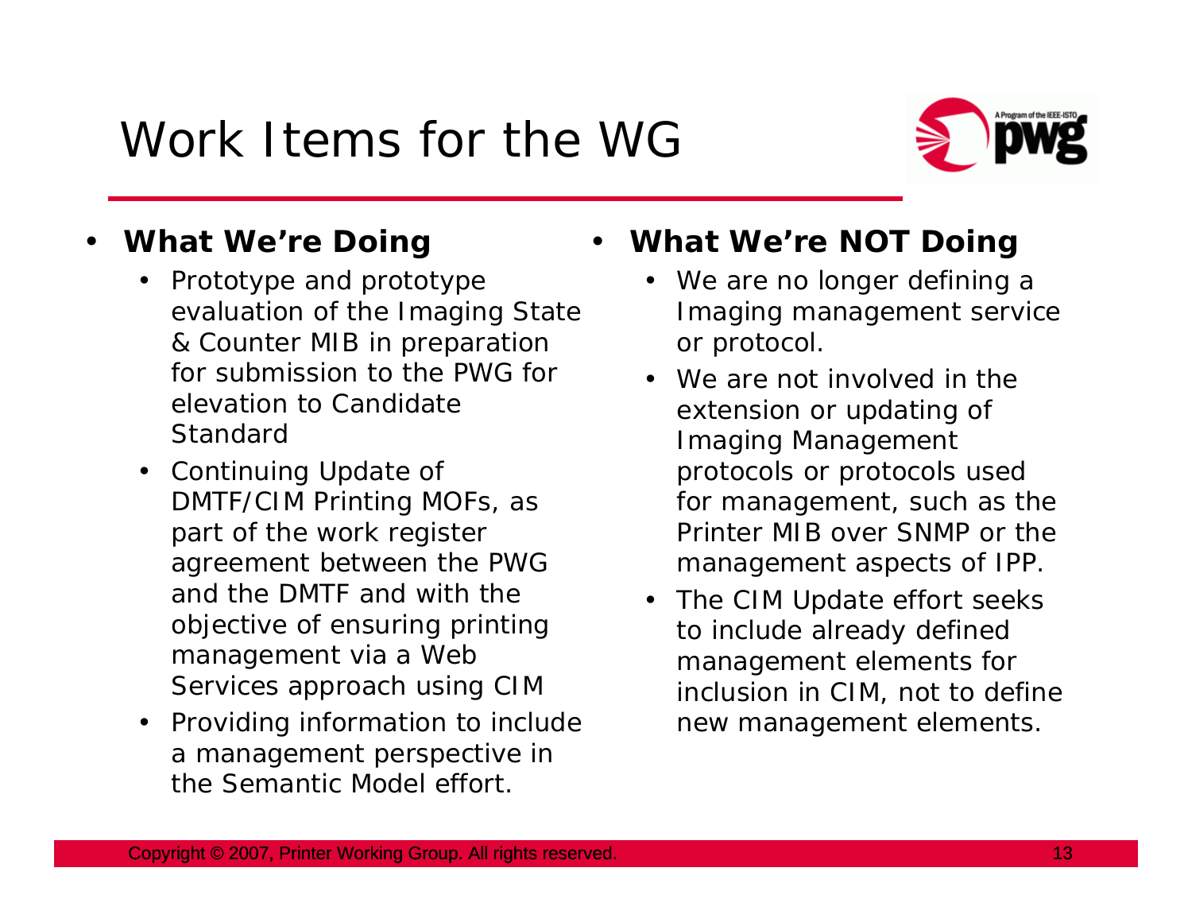# Work Items for the WG

- **What We're Doing**
  - Prototype and prototype evaluation of the Imaging State & Counter MIB in preparation for submission to the PWG for elevation to Candidate Standard
  - Continuing Update of DMTF/CIM Printing MOFs, as part of the work register agreement between the PWG and the DMTF and with the objective of ensuring printing management via a Web Services approach using CIM
  - Providing information to include a management perspective in the Semantic Model effort.

- **What We're NOT Doing**
  - We are no longer defining a Imaging management service or protocol.
  - We are not involved in the extension or updating of Imaging Management protocols or protocols used for management, such as the Printer MIB over SNMP or the management aspects of IPP.
  - The CIM Update effort seeks to include already defined management elements for inclusion in CIM, not to define new management elements.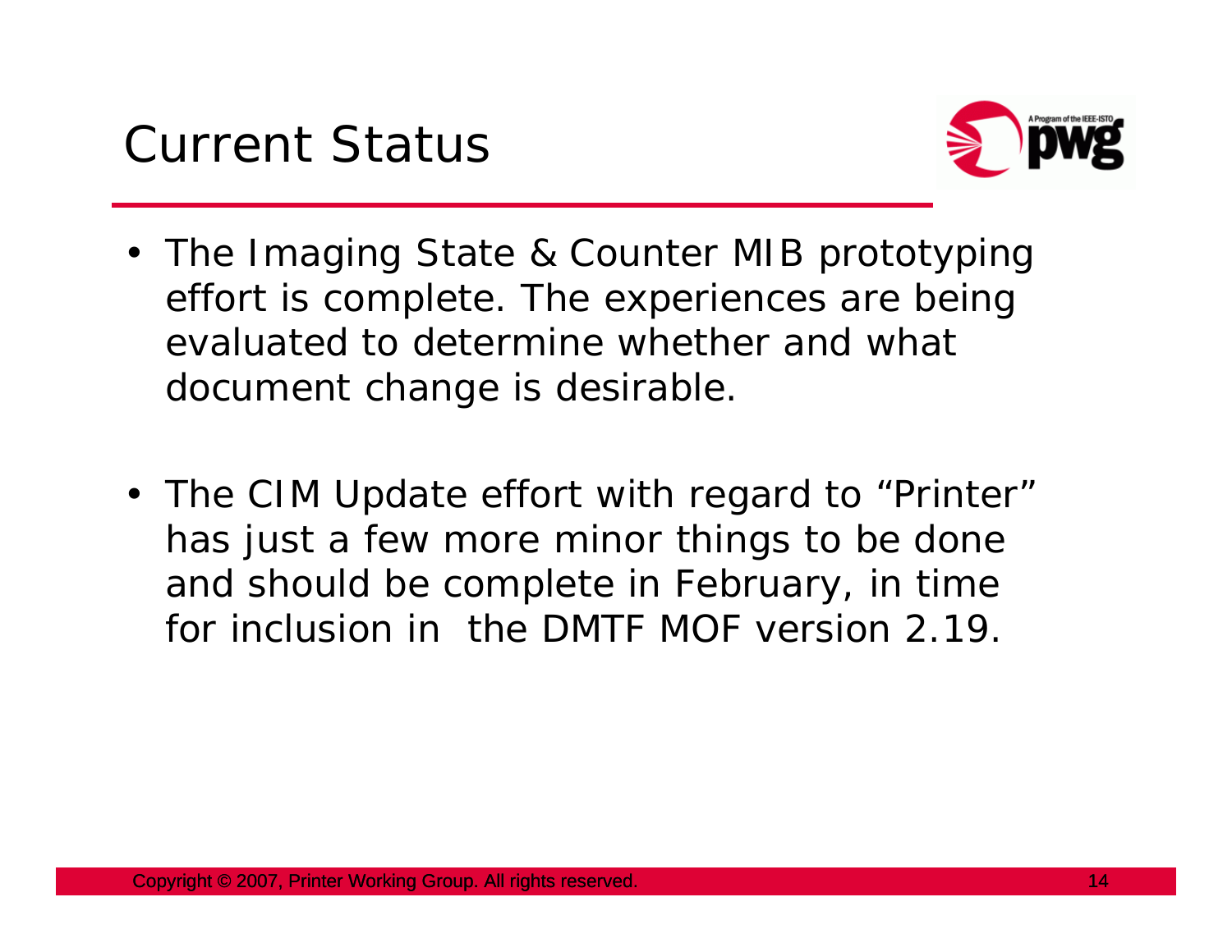# Current Status

- The Imaging State & Counter MIB prototyping effort is complete. The experiences are being evaluated to determine whether and what document change is desirable.

- The CIM Update effort with regard to "Printer" has just a few more minor things to be done and should be complete in February, in time for inclusion in the DMTF MOF version 2.19.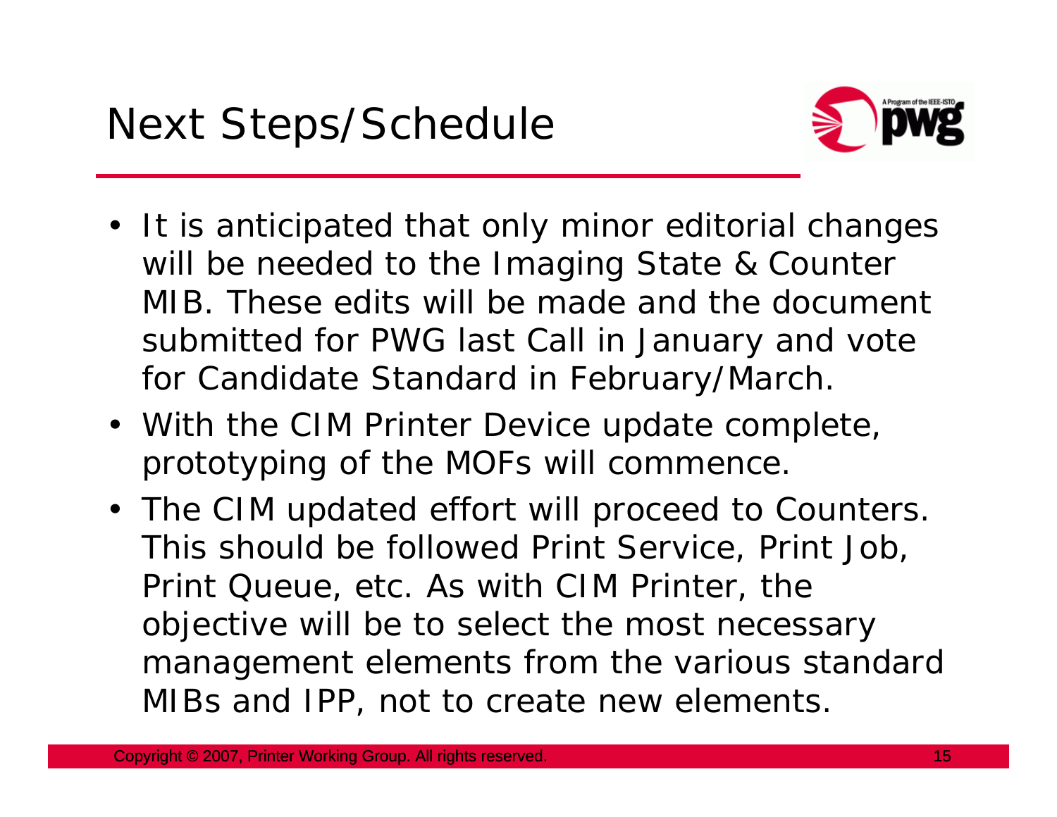# Next Steps/Schedule

- It is anticipated that only minor editorial changes will be needed to the Imaging State & Counter MIB. These edits will be made and the document submitted for PWG last Call in January and vote for Candidate Standard in February/March.
- With the CIM Printer Device update complete, prototyping of the MOFs will commence.
- The CIM updated effort will proceed to Counters. This should be followed Print Service, Print Job, Print Queue, etc. As with CIM Printer, the objective will be to select the most necessary management elements from the various standard MIBs and IPP, not to create new elements.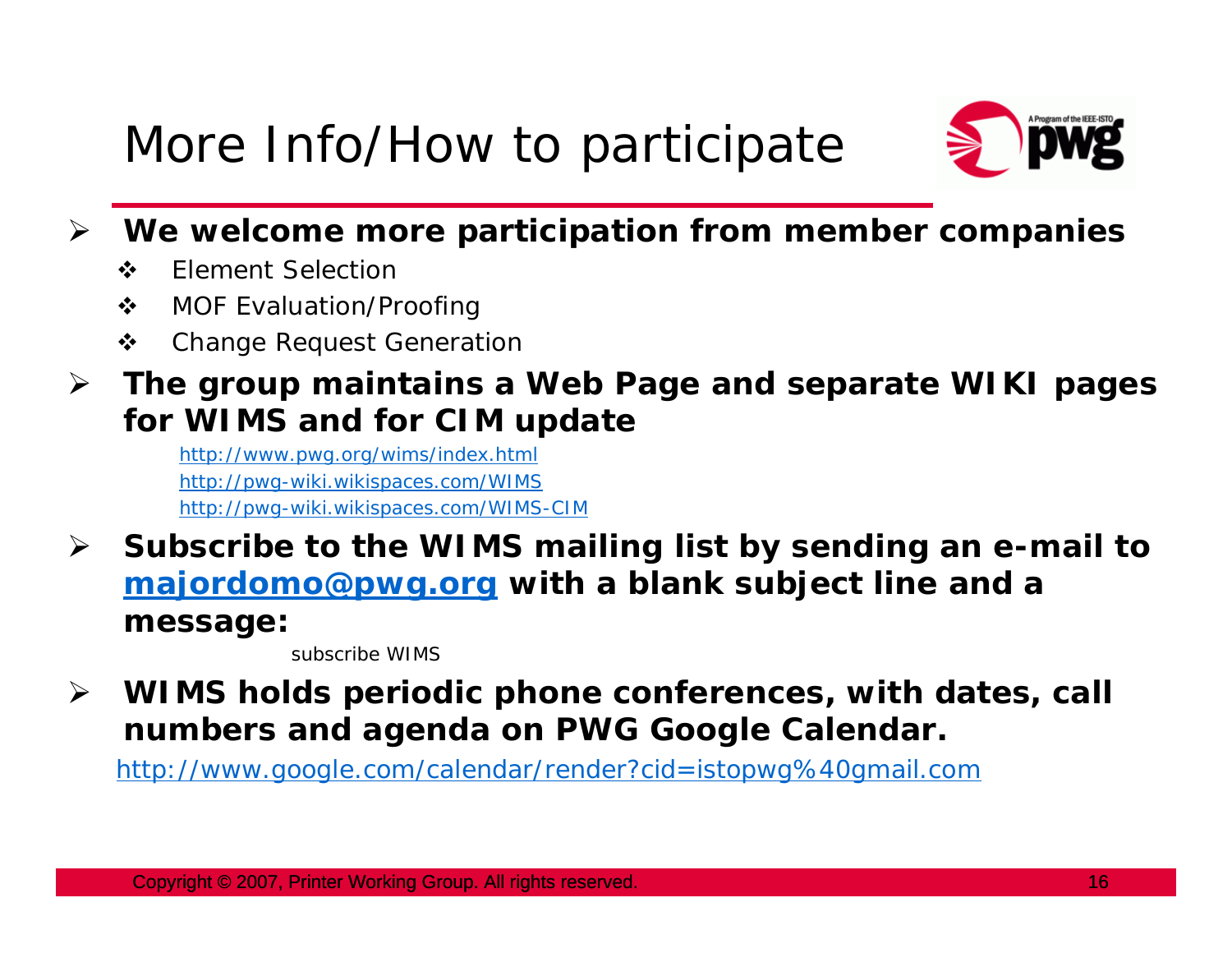# More Info/How to participate

- **We welcome more participation from member companies**
  - Element Selection
  - MOF Evaluation/Proofing
  - Change Request Generation
- **The group maintains a Web Page and separate WIKI pages for WIMS and for CIM update**
  - http://www.pwg.org/wims/index.html
  - http://pwg-wiki.wikispaces.com/WIMS
  - http://pwg-wiki.wikispaces.com/WIMS-CIM
- **Subscribe to the WIMS mailing list by sending an e-mail to majordomo@pwg.org with a blank subject line and a message:**

  subscribe WIMS

- **WIMS holds periodic phone conferences, with dates, call numbers and agenda on PWG Google Calendar.**

  http://www.google.com/calendar/render?cid=istopwg%40gmail.com

Copyright © 2007, Printer Working Group. All rights reserved.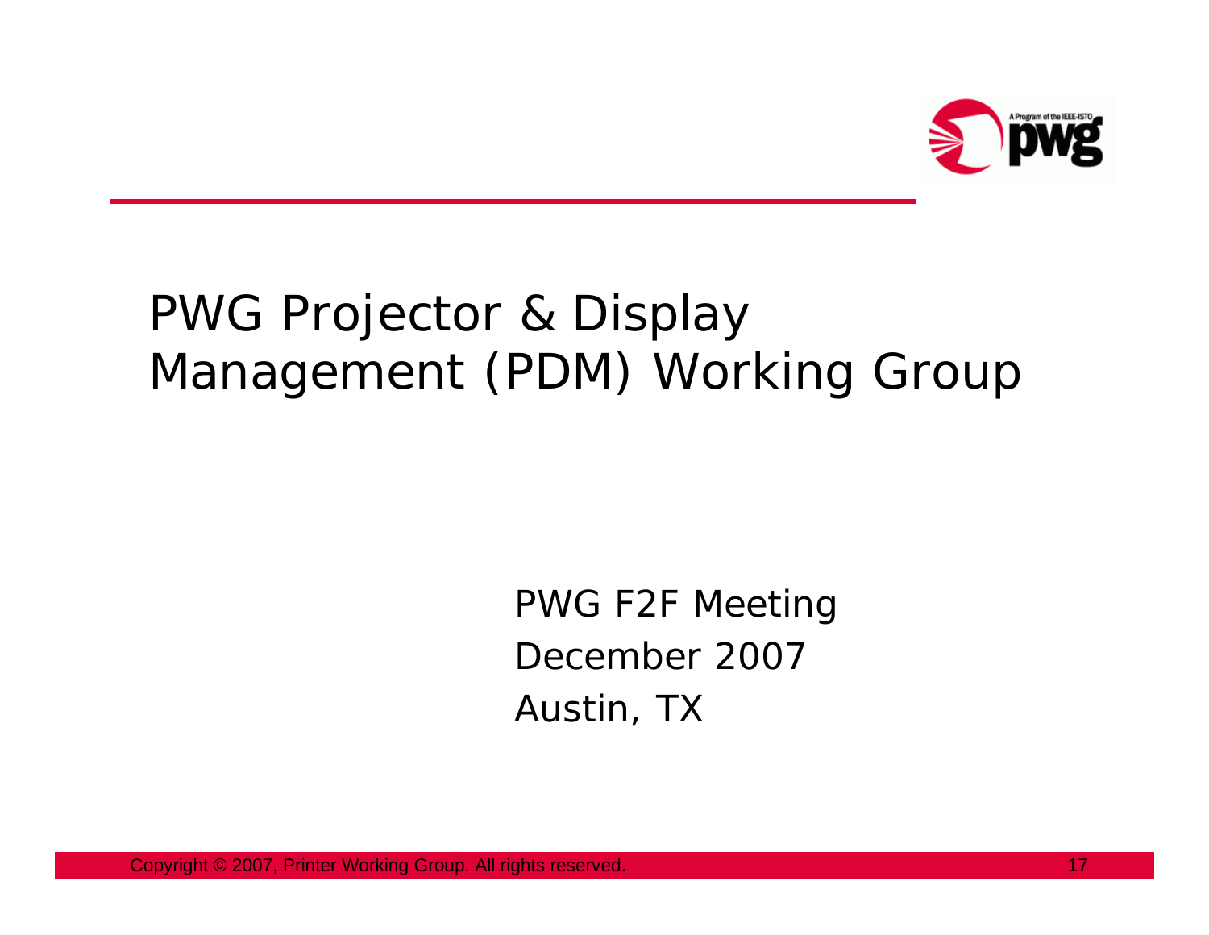# PWG Projector & Display Management (PDM) Working Group

PWG F2F Meeting

December 2007

Austin, TX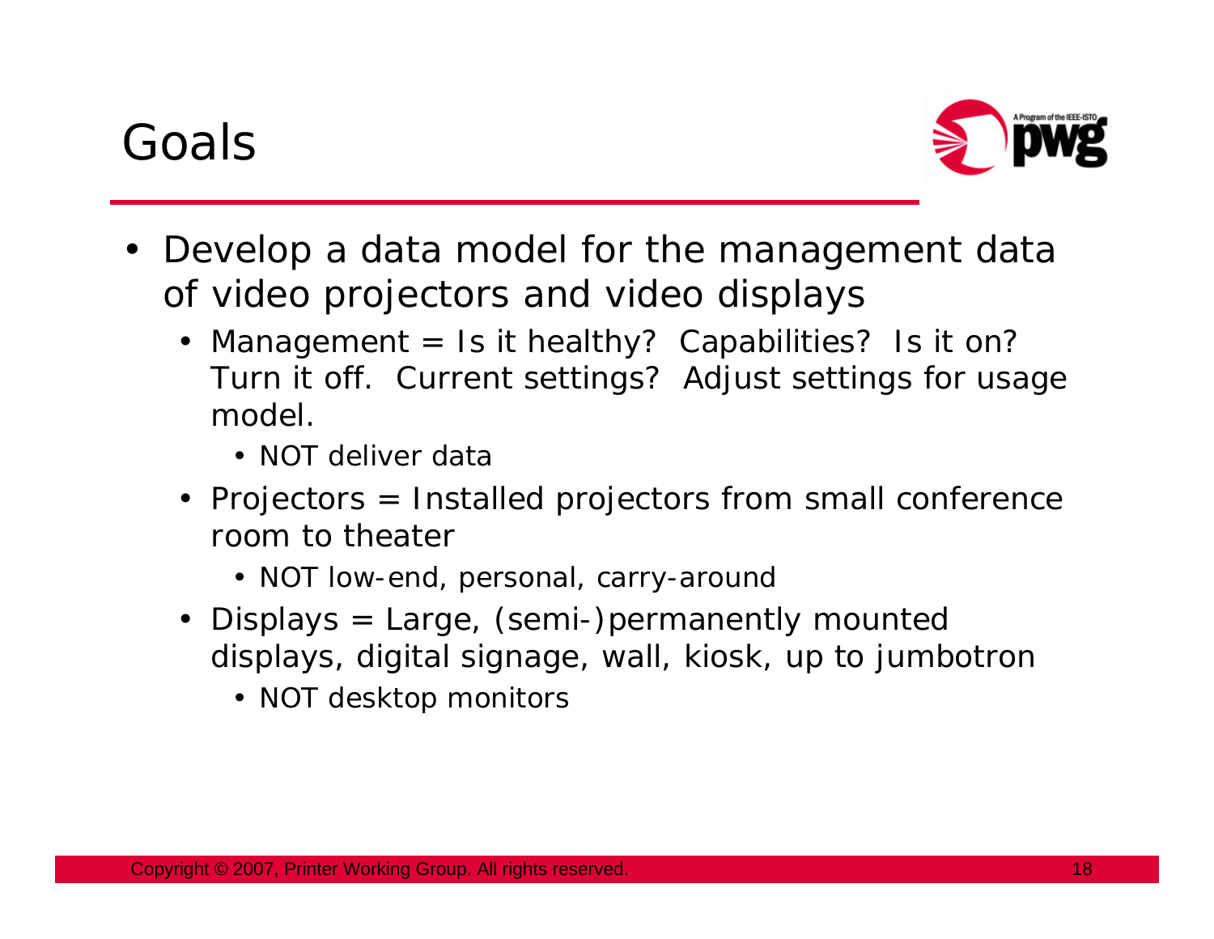# Goals

- Develop a data model for the management data of video projectors and video displays
  - Management = Is it healthy? Capabilities? Is it on? Turn it off. Current settings? Adjust settings for usage model.
    - NOT deliver data
  - Projectors = Installed projectors from small conference room to theater
    - NOT low-end, personal, carry-around
  - Displays = Large, (semi-)permanently mounted displays, digital signage, wall, kiosk, up to jumbotron
    - NOT desktop monitors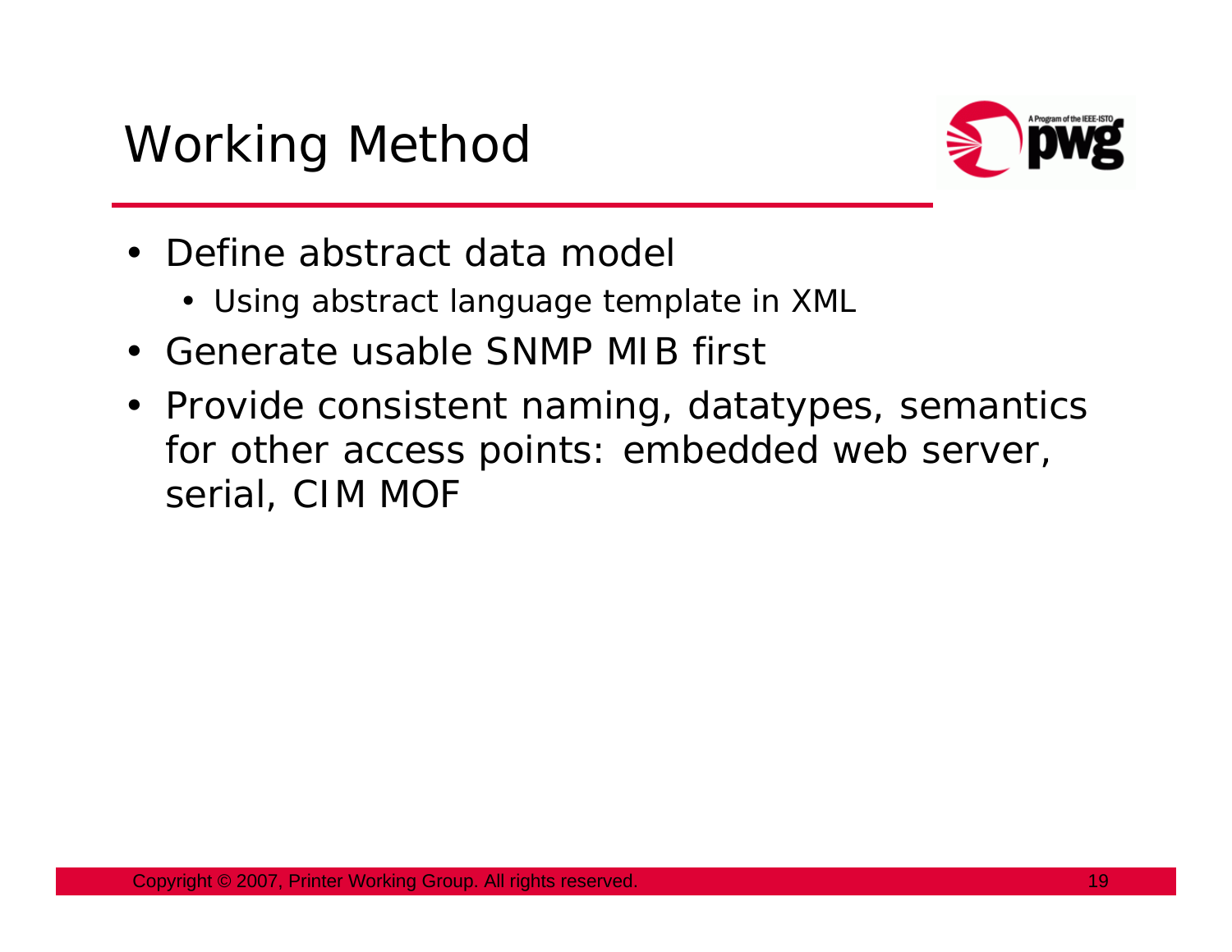# Working Method

- Define abstract data model
  - Using abstract language template in XML
- Generate usable SNMP MIB first
- Provide consistent naming, datatypes, semantics for other access points: embedded web server, serial, CIM MOF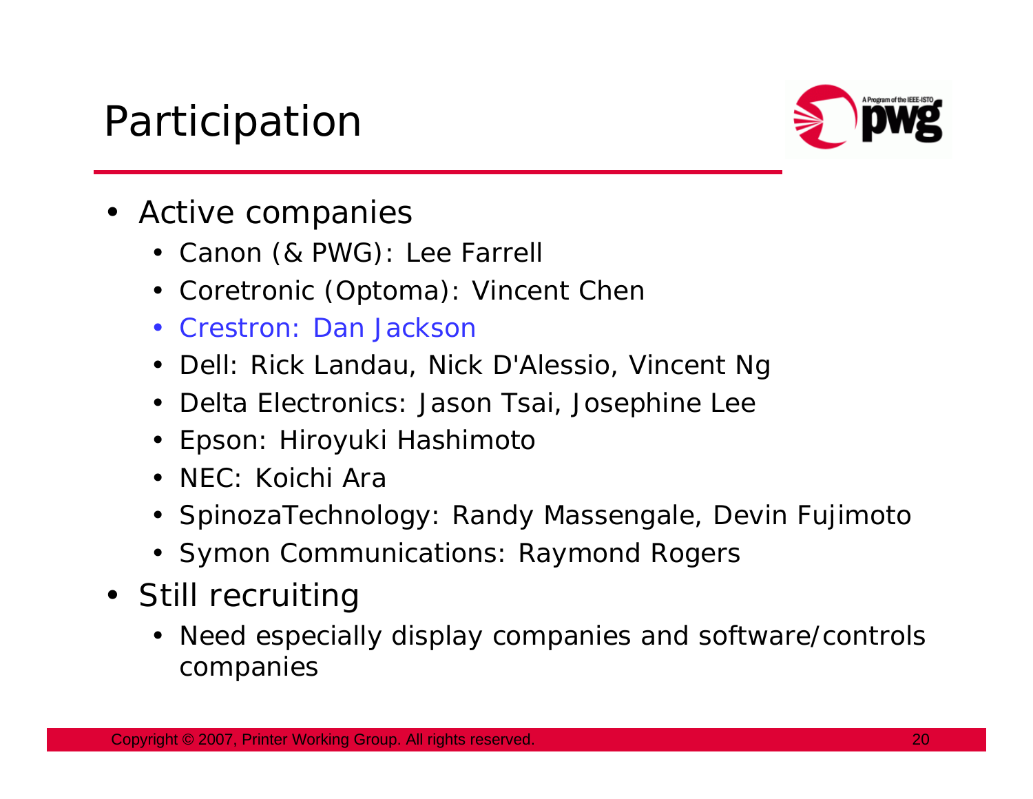# Participation

- Active companies
  - Canon (& PWG): Lee Farrell
  - Coretronic (Optoma): Vincent Chen
  - Crestron: Dan Jackson
  - Dell: Rick Landau, Nick D'Alessio, Vincent Ng
  - Delta Electronics: Jason Tsai, Josephine Lee
  - Epson: Hiroyuki Hashimoto
  - NEC: Koichi Ara
  - SpinozaTechnology: Randy Massengale, Devin Fujimoto
  - Symon Communications: Raymond Rogers
- Still recruiting
  - Need especially display companies and software/controls companies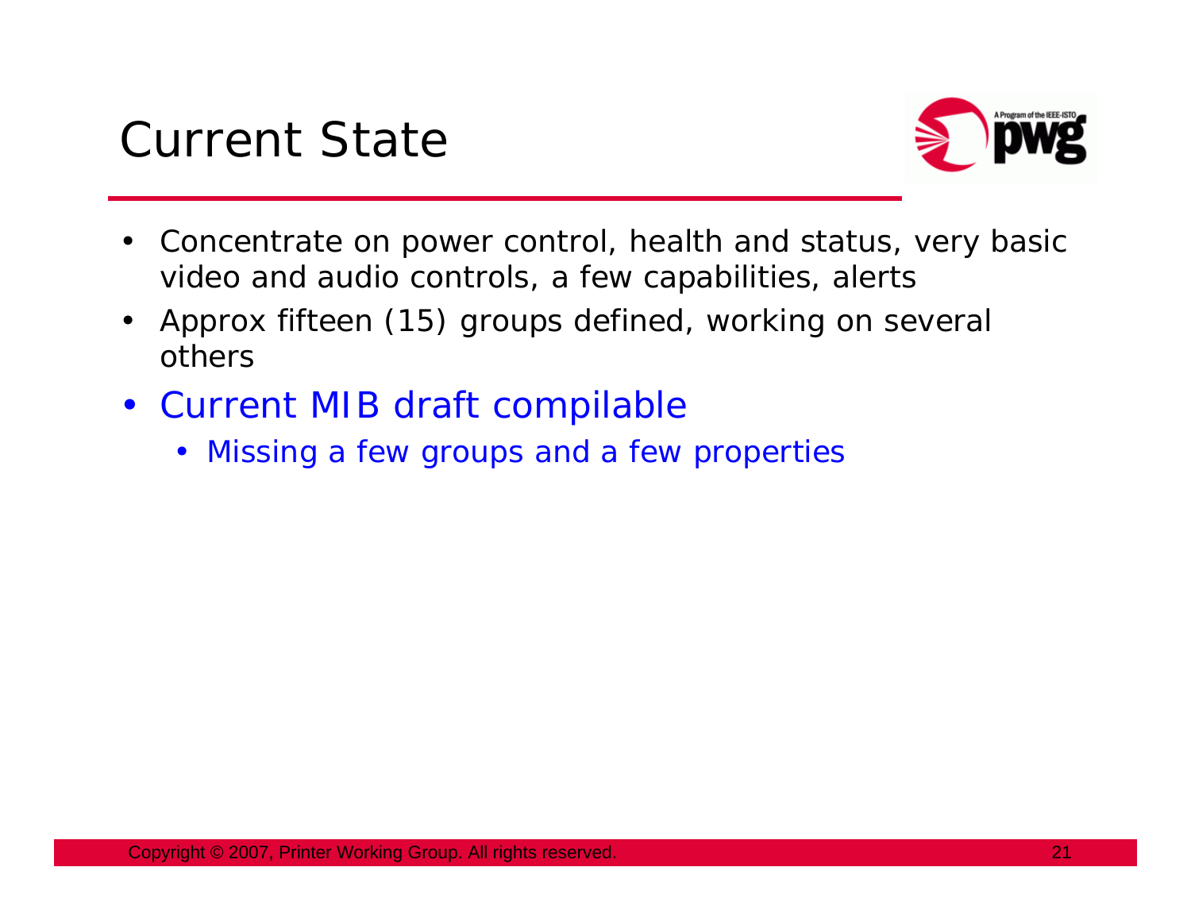# Current State

- Concentrate on power control, health and status, very basic video and audio controls, a few capabilities, alerts
- Approx fifteen (15) groups defined, working on several others
- Current MIB draft compilable
  - Missing a few groups and a few properties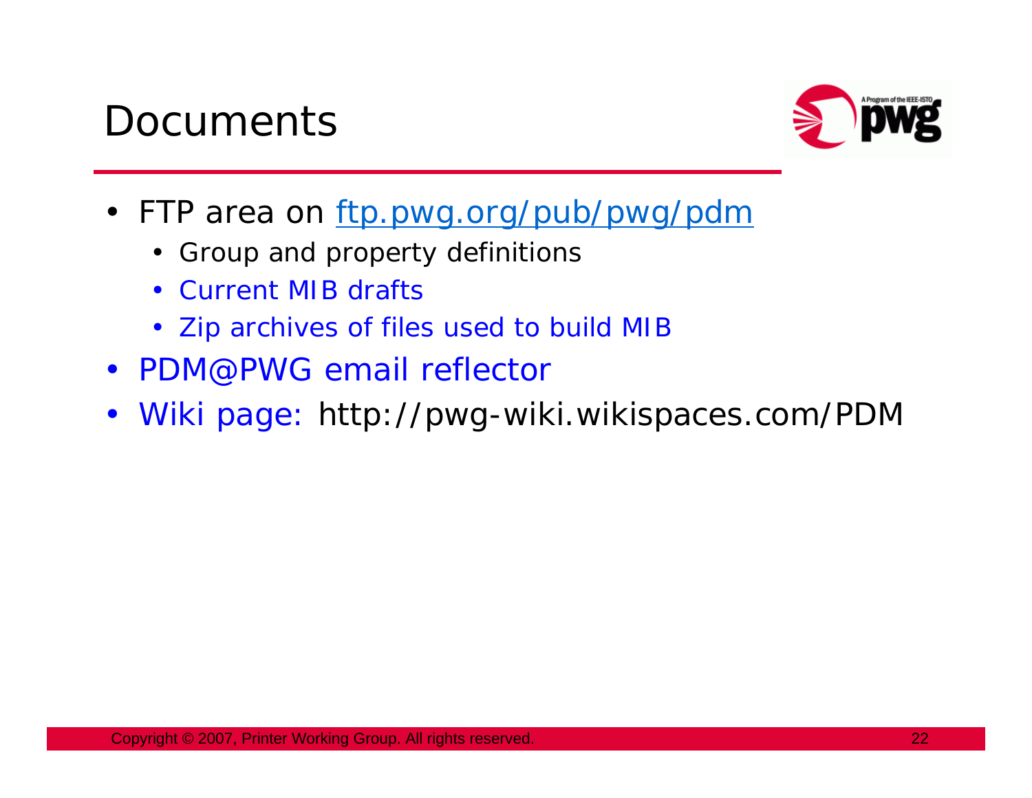# Documents

- FTP area on [ftp.pwg.org/pub/pwg/pdm](ftp.pwg.org/pub/pwg/pdm)
  - Group and property definitions
  - Current MIB drafts
  - Zip archives of files used to build MIB
- PDM@PWG email reflector
- Wiki page: http://pwg-wiki.wikispaces.com/PDM

Copyright © 2007, Printer Working Group. All rights reserved.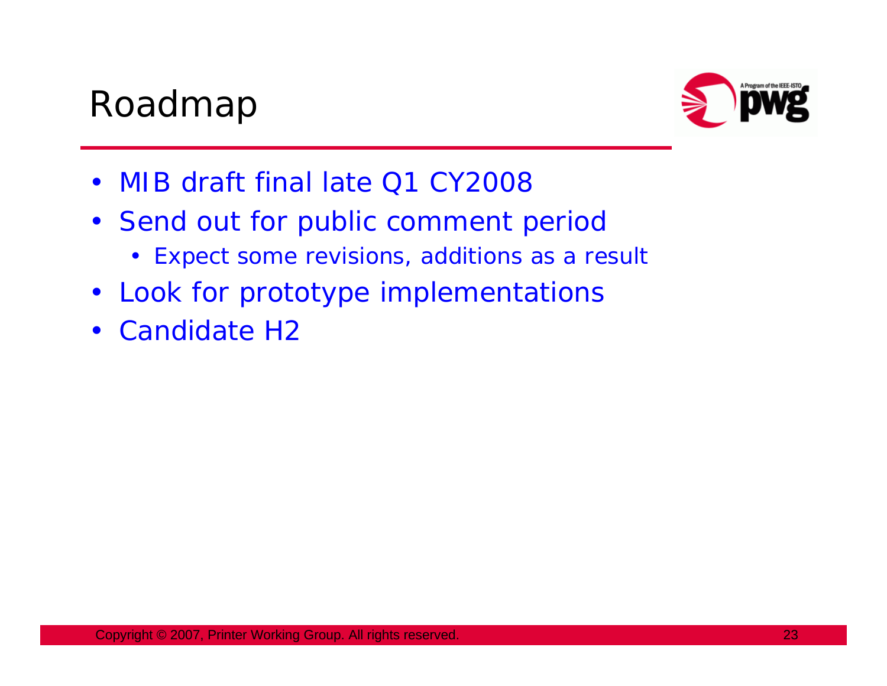# Roadmap

- MIB draft final late Q1 CY2008
- Send out for public comment period
  - Expect some revisions, additions as a result
- Look for prototype implementations
- Candidate H2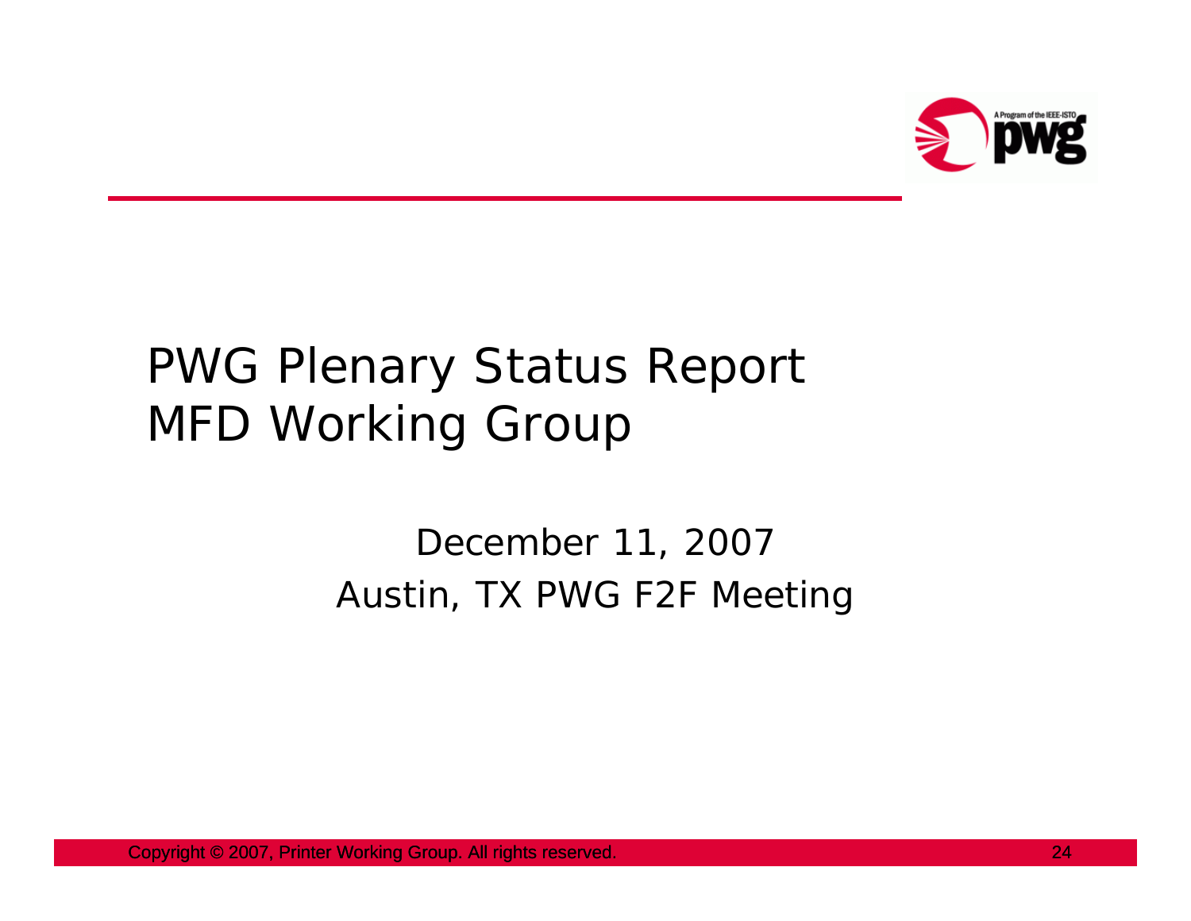# PWG Plenary Status Report
# MFD Working Group

December 11, 2007

Austin, TX PWG F2F Meeting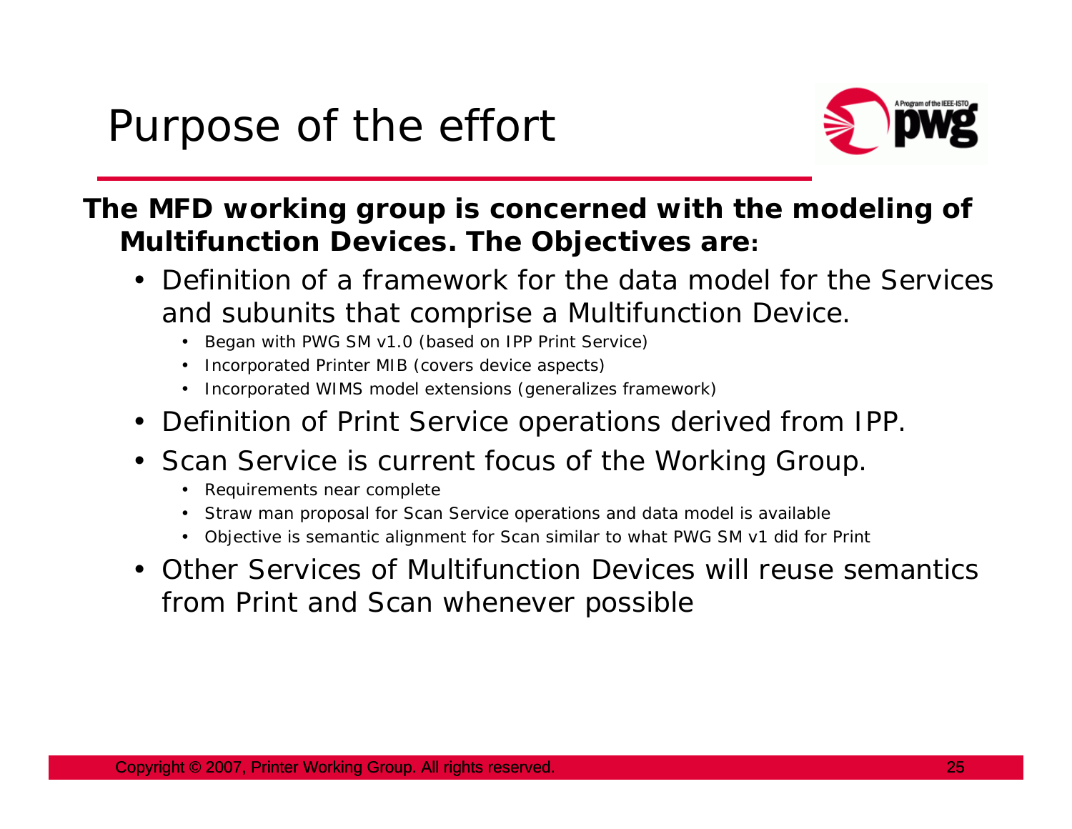# Purpose of the effort

**The MFD working group is concerned with the modeling of Multifunction Devices. The Objectives are:**

- Definition of a framework for the data model for the Services and subunits that comprise a Multifunction Device.
  - Began with PWG SM v1.0 (based on IPP Print Service)
  - Incorporated Printer MIB (covers device aspects)
  - Incorporated WIMS model extensions (generalizes framework)
- Definition of Print Service operations derived from IPP.
- Scan Service is current focus of the Working Group.
  - Requirements near complete
  - Straw man proposal for Scan Service operations and data model is available
  - Objective is semantic alignment for Scan similar to what PWG SM v1 did for Print
- Other Services of Multifunction Devices will reuse semantics from Print and Scan whenever possible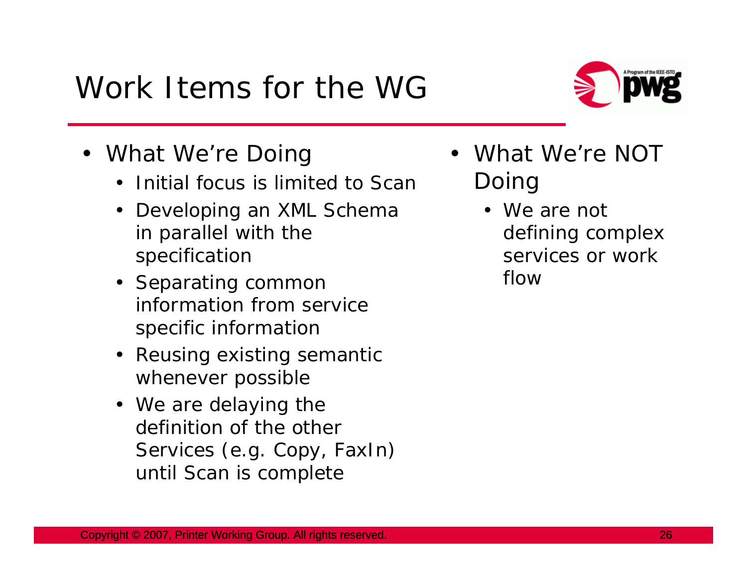# Work Items for the WG

- What We're Doing
  - Initial focus is limited to Scan
  - Developing an XML Schema in parallel with the specification
  - Separating common information from service specific information
  - Reusing existing semantic whenever possible
  - We are delaying the definition of the other Services (e.g. Copy, FaxIn) until Scan is complete
- What We're NOT Doing
  - We are not defining complex services or work flow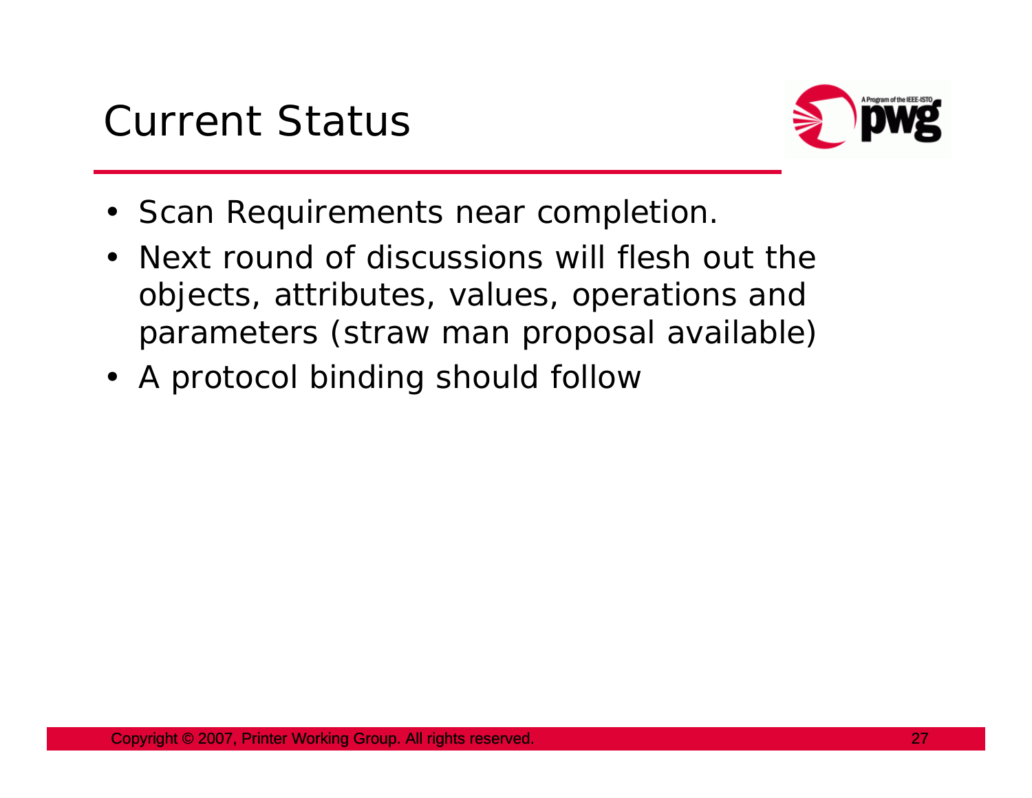# Current Status

- Scan Requirements near completion.
- Next round of discussions will flesh out the objects, attributes, values, operations and parameters (straw man proposal available)
- A protocol binding should follow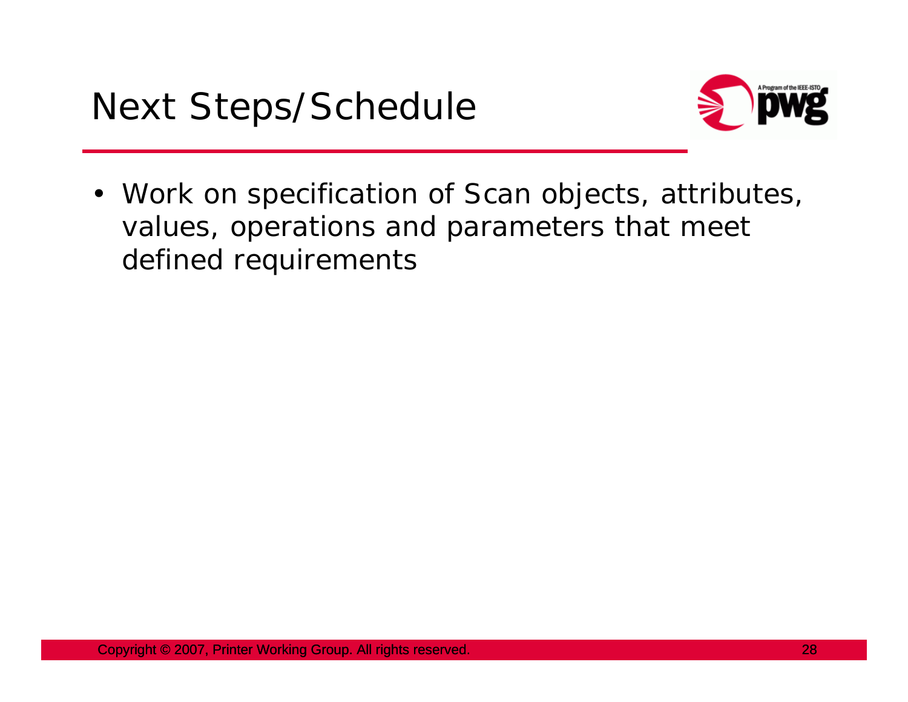# Next Steps/Schedule

- Work on specification of Scan objects, attributes, values, operations and parameters that meet defined requirements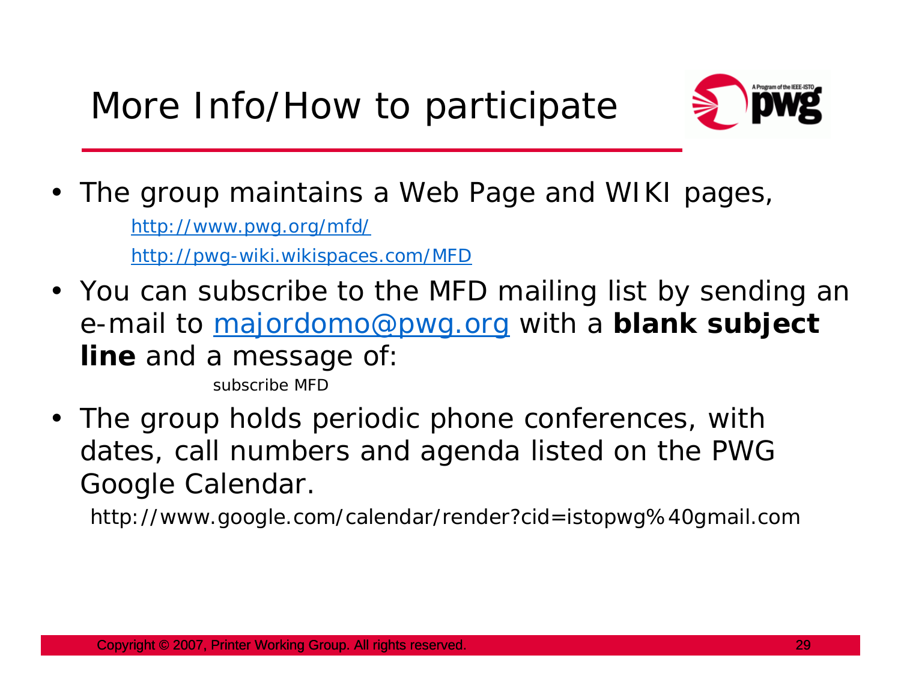# More Info/How to participate

- The group maintains a Web Page and WIKI pages,
  - http://www.pwg.org/mfd/
  - http://pwg-wiki.wikispaces.com/MFD
- You can subscribe to the MFD mailing list by sending an e-mail to majordomo@pwg.org with a **blank subject line** and a message of:

  subscribe MFD

- The group holds periodic phone conferences, with dates, call numbers and agenda listed on the PWG Google Calendar.

  http://www.google.com/calendar/render?cid=istopwg%40gmail.com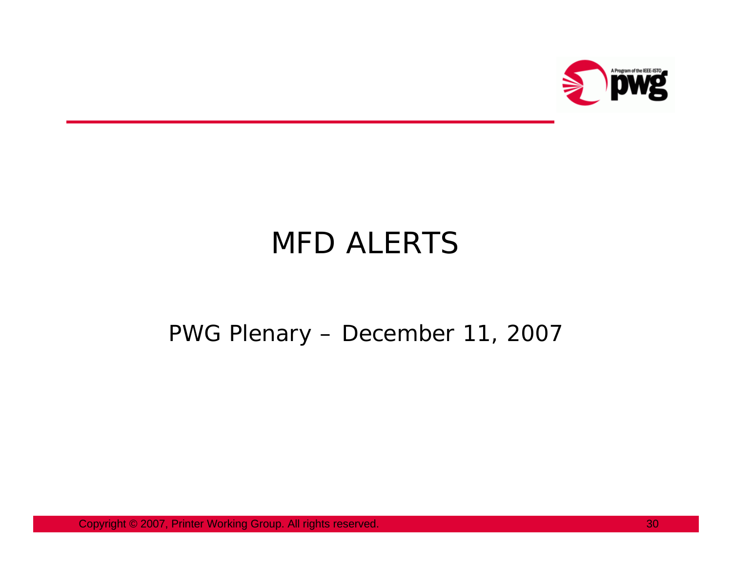# MFD ALERTS

PWG Plenary – December 11, 2007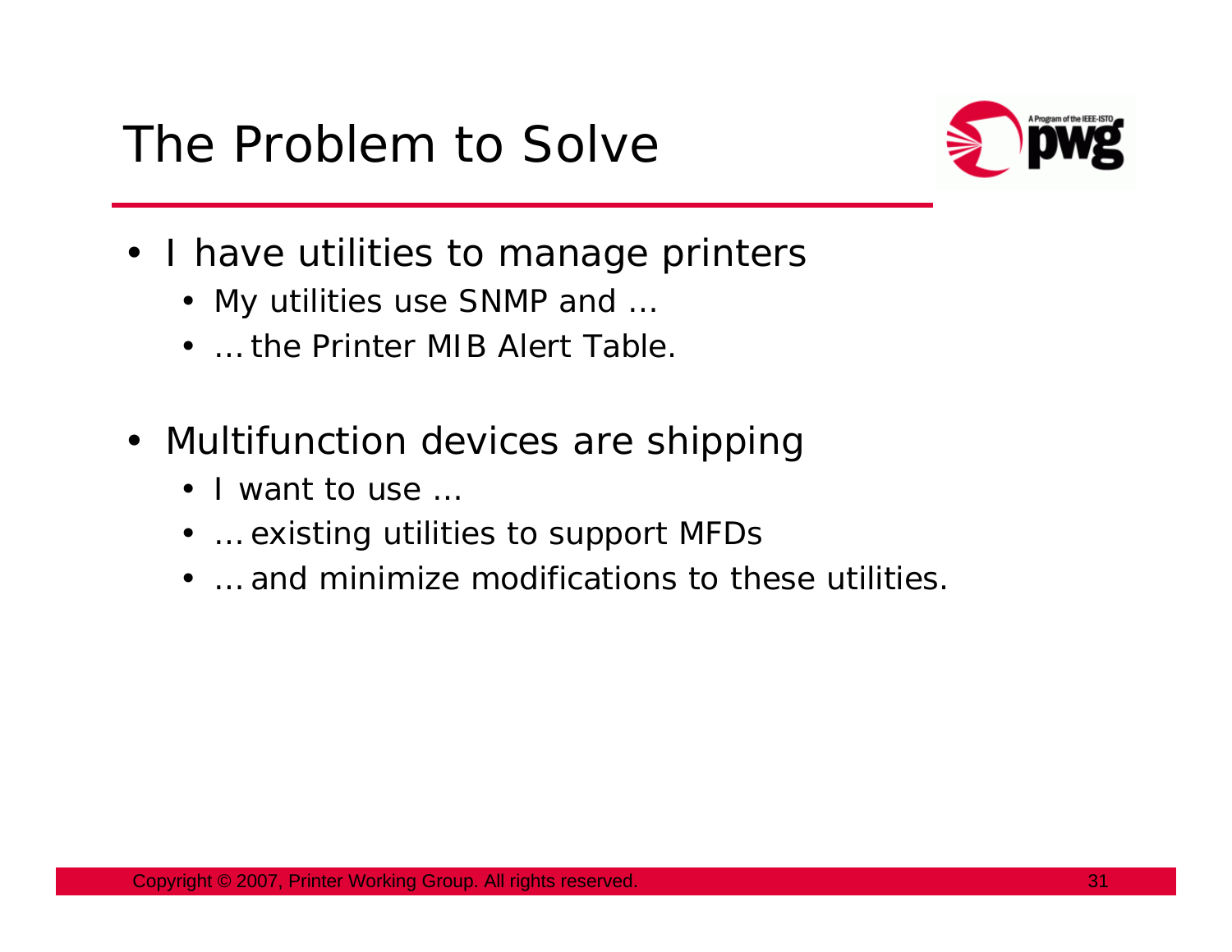# The Problem to Solve

- I have utilities to manage printers
  - My utilities use SNMP and …
  - … the Printer MIB Alert Table.
- Multifunction devices are shipping
  - I want to use …
  - … existing utilities to support MFDs
  - … and minimize modifications to these utilities.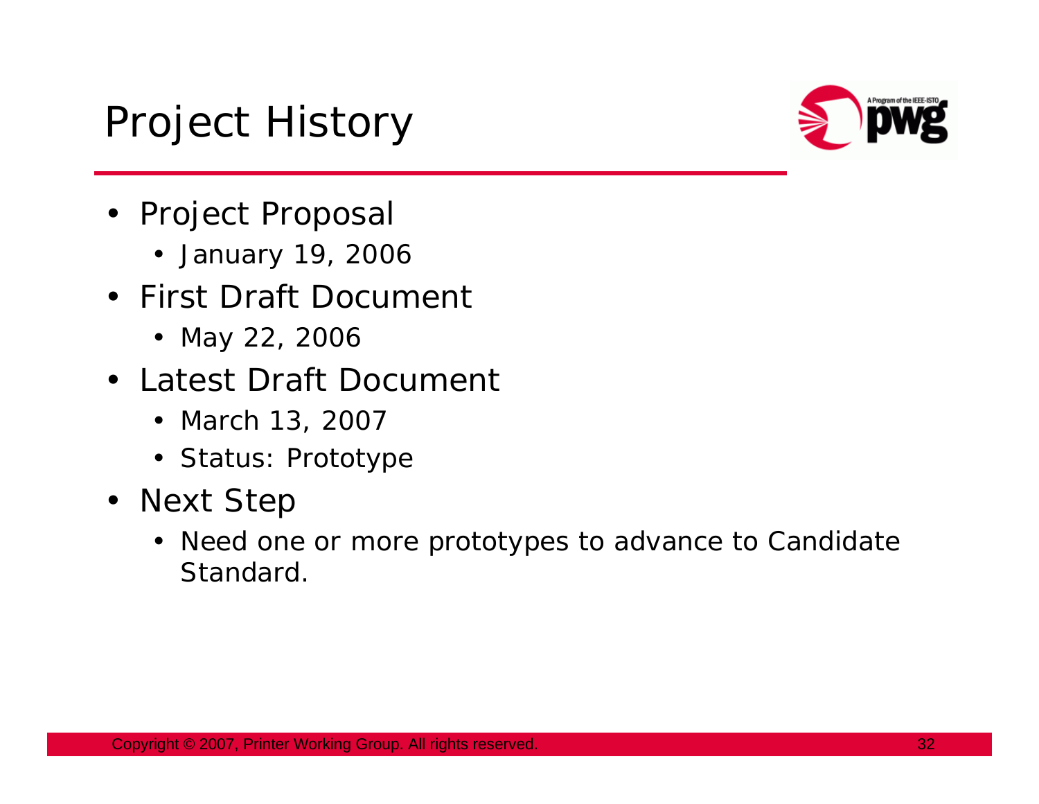# Project History

- Project Proposal
  - January 19, 2006
- First Draft Document
  - May 22, 2006
- Latest Draft Document
  - March 13, 2007
  - Status: Prototype
- Next Step
  - Need one or more prototypes to advance to Candidate Standard.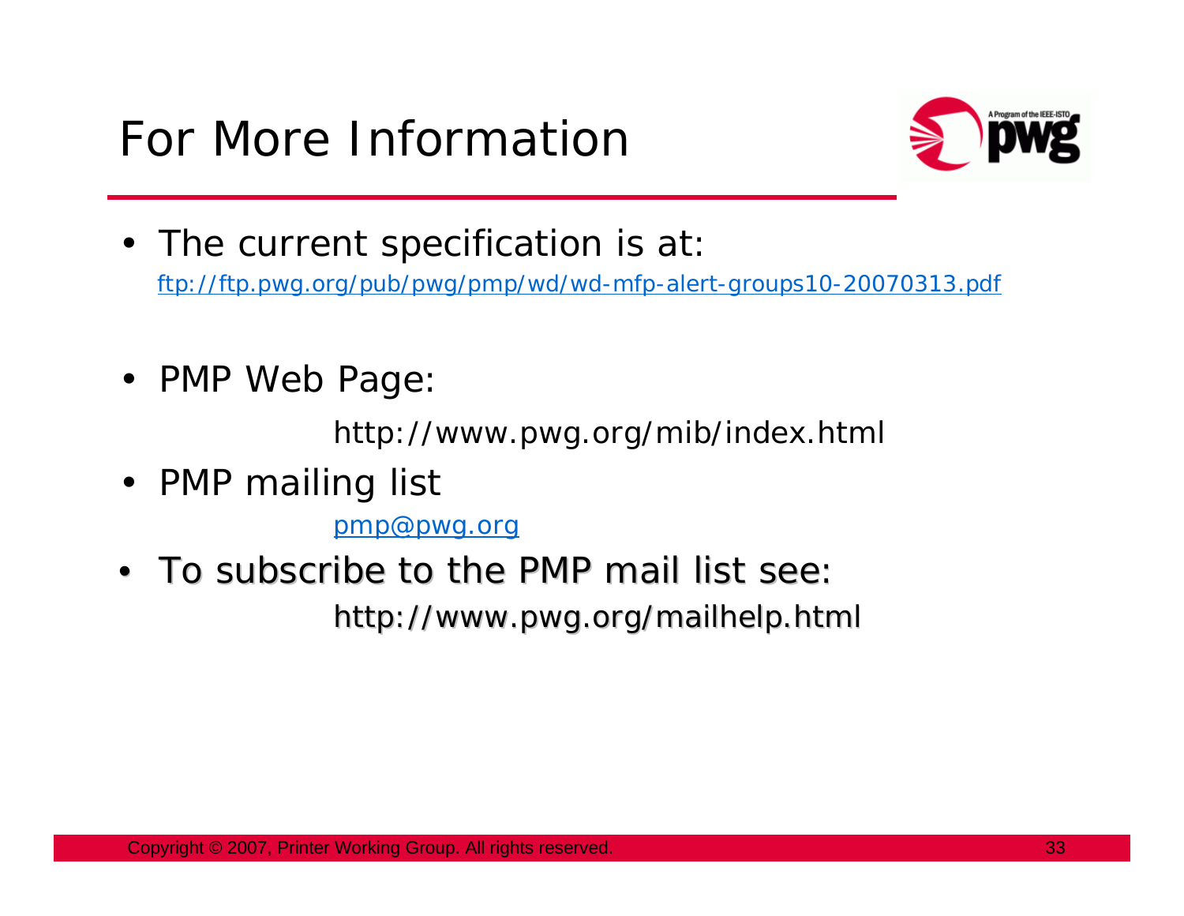# For More Information

- The current specification is at:
  ftp://ftp.pwg.org/pub/pwg/pmp/wd/wd-mfp-alert-groups10-20070313.pdf
- PMP Web Page:
  http://www.pwg.org/mib/index.html
- PMP mailing list
  pmp@pwg.org
- To subscribe to the PMP mail list see:
  http://www.pwg.org/mailhelp.html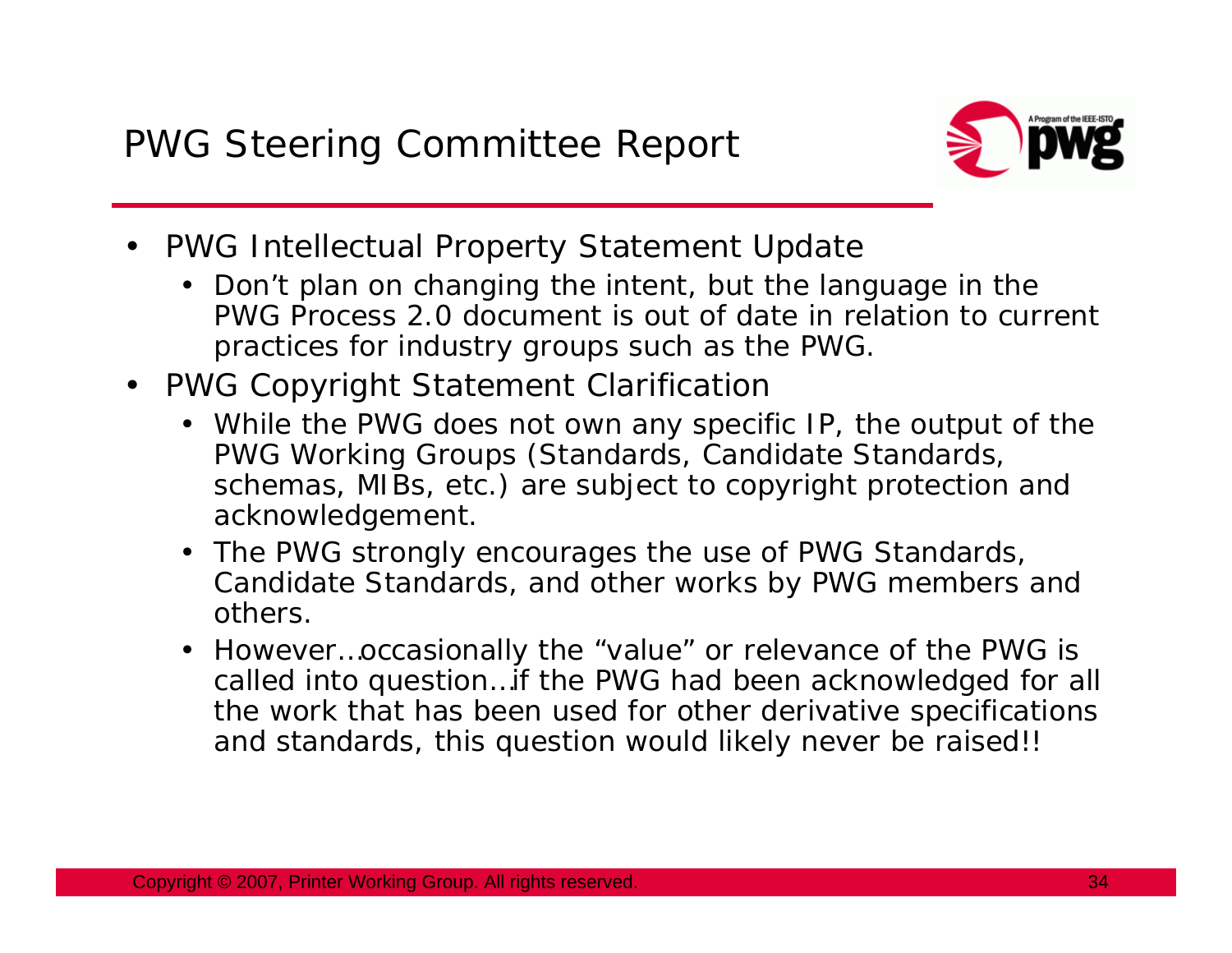# PWG Steering Committee Report

- PWG Intellectual Property Statement Update
  - Don't plan on changing the intent, but the language in the PWG Process 2.0 document is out of date in relation to current practices for industry groups such as the PWG.
- PWG Copyright Statement Clarification
  - While the PWG does not own any specific IP, the output of the PWG Working Groups (Standards, Candidate Standards, schemas, MIBs, etc.) are subject to copyright protection and acknowledgement.
  - The PWG strongly encourages the use of PWG Standards, Candidate Standards, and other works by PWG members and others.
  - However…occasionally the "value" or relevance of the PWG is called into question…if the PWG had been acknowledged for all the work that has been used for other derivative specifications and standards, this question would likely never be raised!!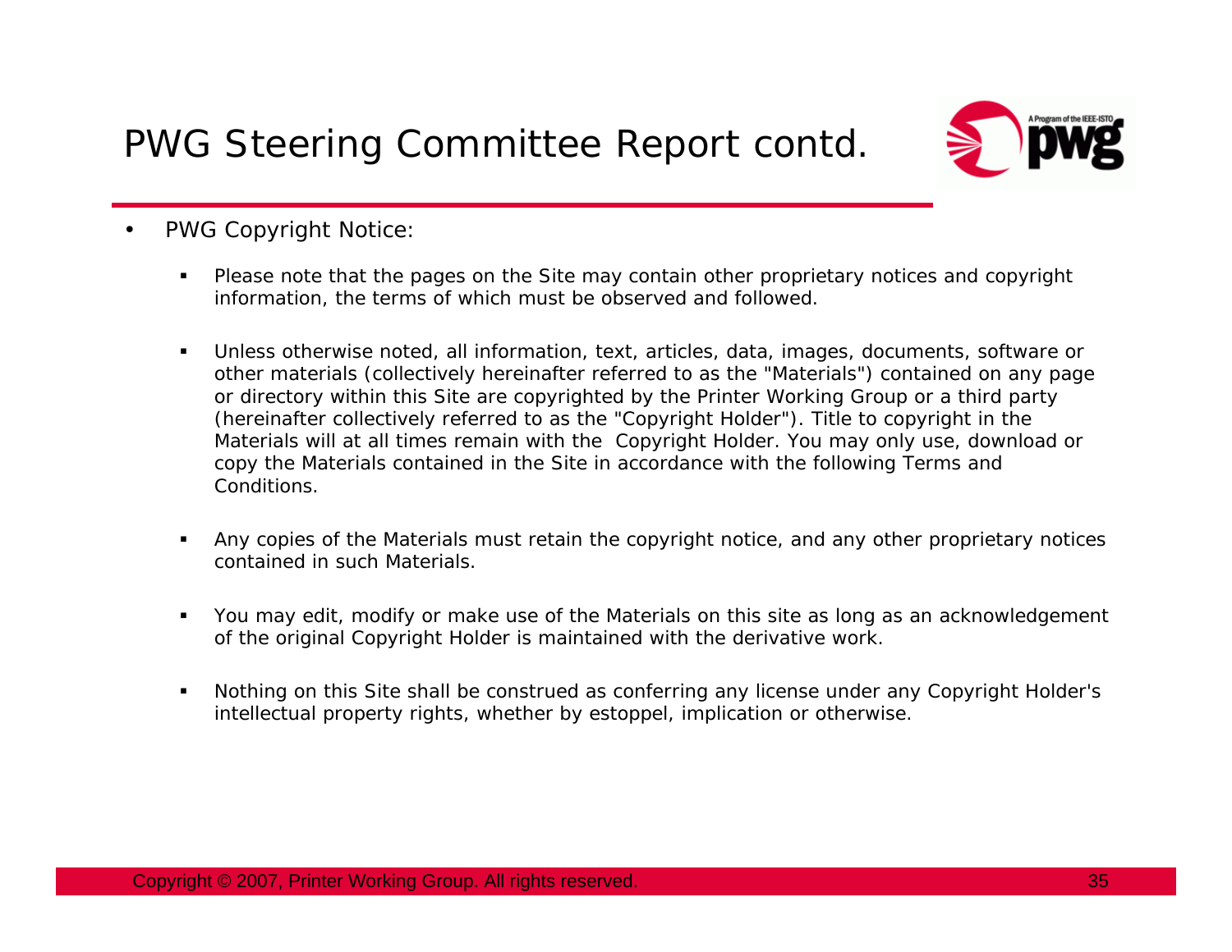# PWG Steering Committee Report contd.

- PWG Copyright Notice:
  - Please note that the pages on the Site may contain other proprietary notices and copyright information, the terms of which must be observed and followed.
  - Unless otherwise noted, all information, text, articles, data, images, documents, software or other materials (collectively hereinafter referred to as the "Materials") contained on any page or directory within this Site are copyrighted by the Printer Working Group or a third party (hereinafter collectively referred to as the "Copyright Holder"). Title to copyright in the Materials will at all times remain with the Copyright Holder. You may only use, download or copy the Materials contained in the Site in accordance with the following Terms and Conditions.
  - Any copies of the Materials must retain the copyright notice, and any other proprietary notices contained in such Materials.
  - You may edit, modify or make use of the Materials on this site as long as an acknowledgement of the original Copyright Holder is maintained with the derivative work.
  - Nothing on this Site shall be construed as conferring any license under any Copyright Holder's intellectual property rights, whether by estoppel, implication or otherwise.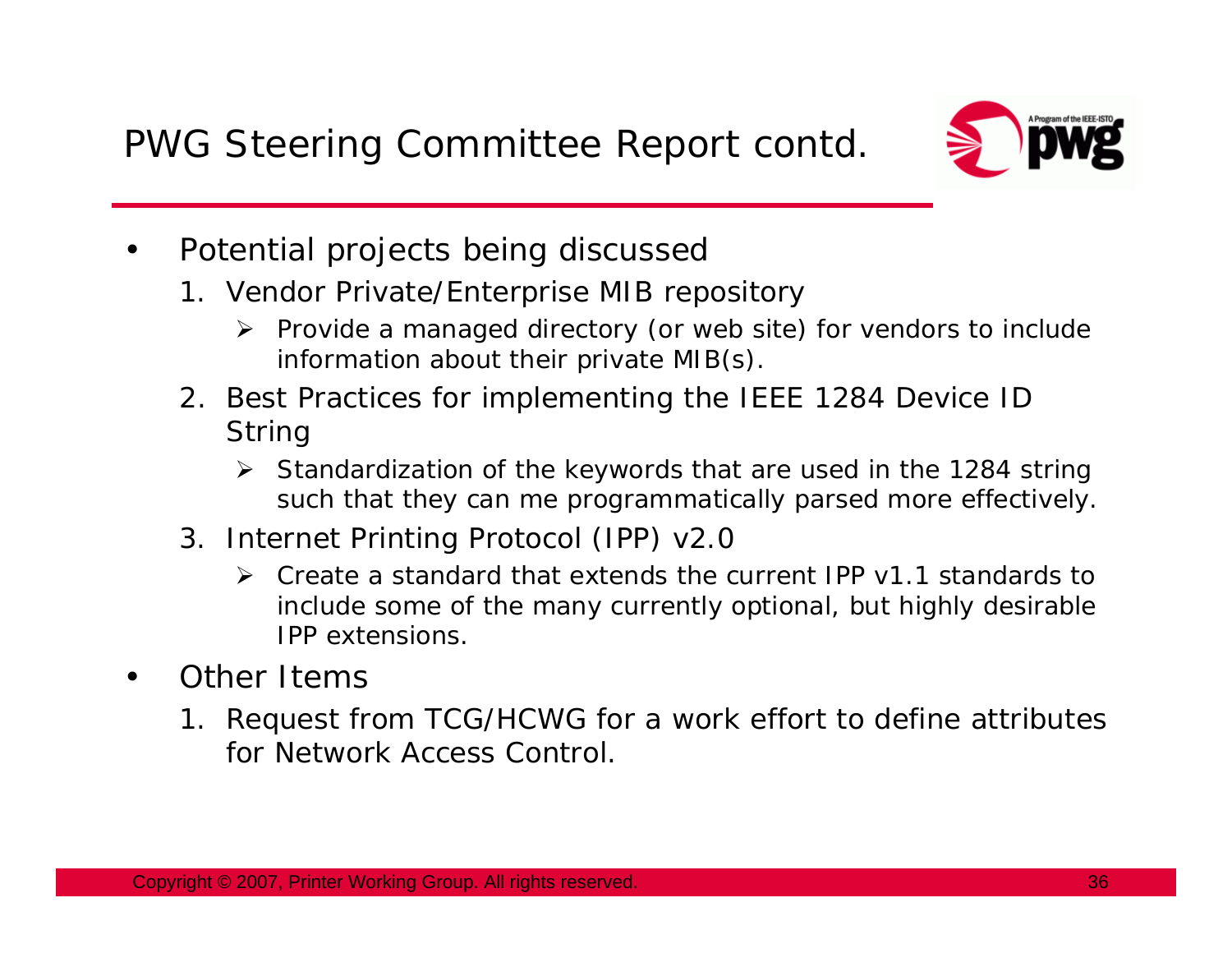# PWG Steering Committee Report contd.

- Potential projects being discussed
  1. Vendor Private/Enterprise MIB repository
     - Provide a managed directory (or web site) for vendors to include information about their private MIB(s).
  2. Best Practices for implementing the IEEE 1284 Device ID String
     - Standardization of the keywords that are used in the 1284 string such that they can me programmatically parsed more effectively.
  3. Internet Printing Protocol (IPP) v2.0
     - Create a standard that extends the current IPP v1.1 standards to include some of the many currently optional, but highly desirable IPP extensions.
- Other Items
  1. Request from TCG/HCWG for a work effort to define attributes for Network Access Control.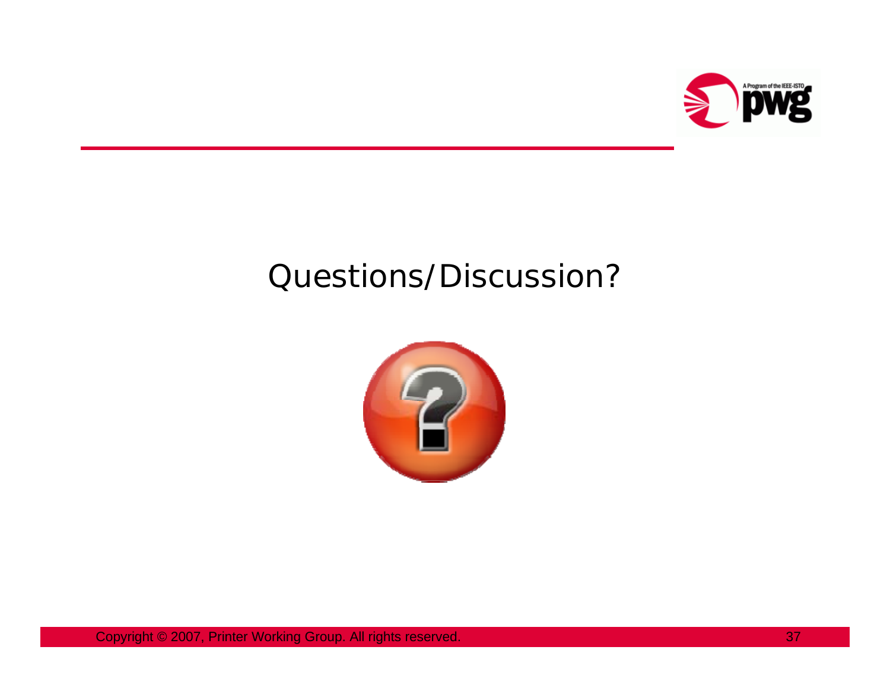# Questions/Discussion?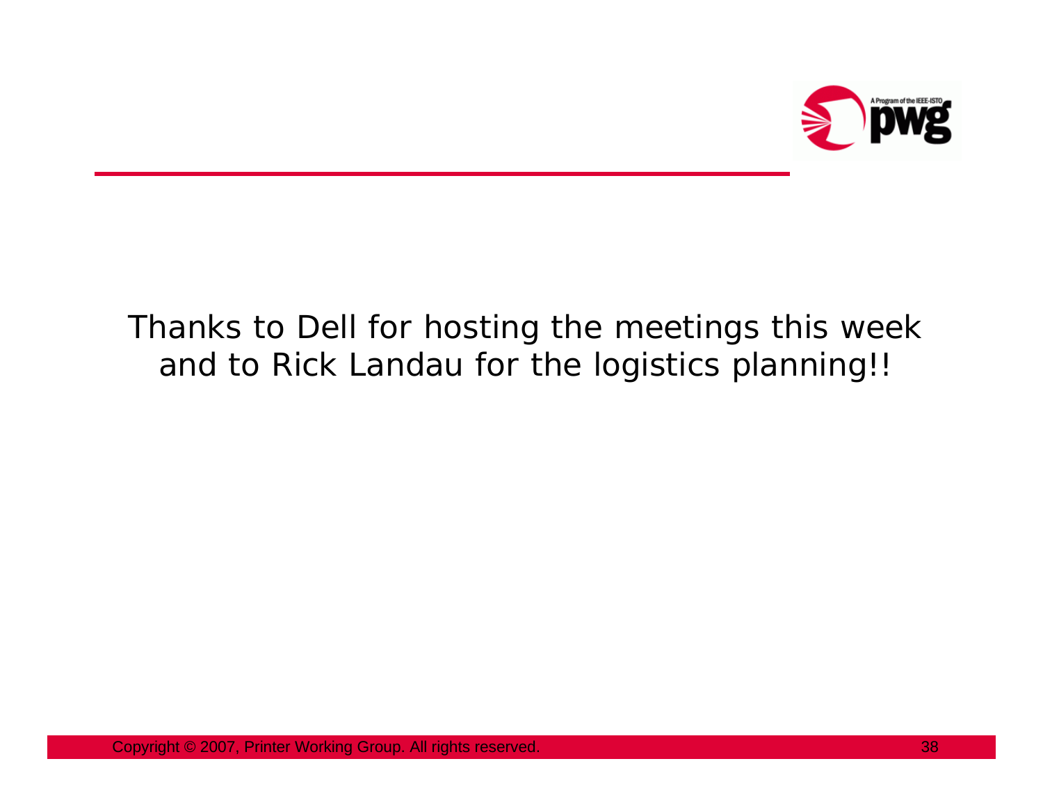Thanks to Dell for hosting the meetings this week and to Rick Landau for the logistics planning!!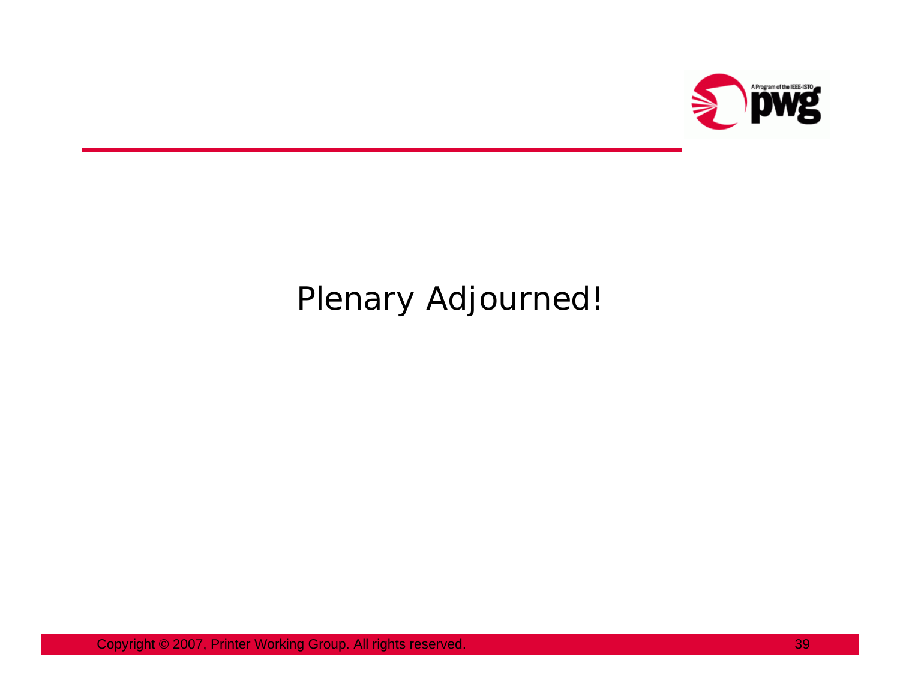Plenary Adjourned!